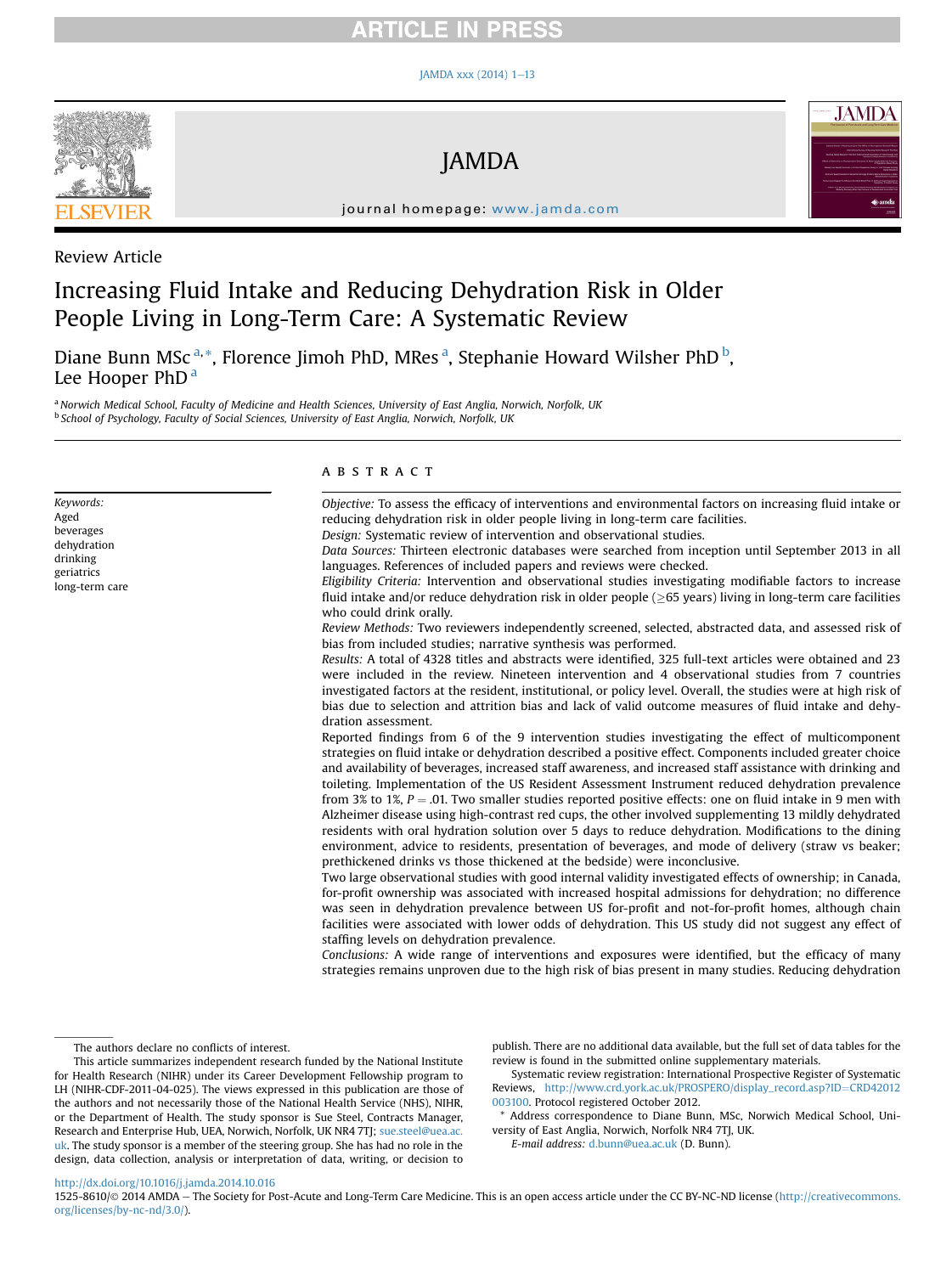Review Article

# Increasing Fluid Intake and Reducing Dehydration Risk in Older People Living in Long-Term Care: A Systematic Review

Diane Bunn MSc [a,*], Florence Jimoh PhD, MRes [a], Stephanie Howard Wilsher PhD [b], Lee Hooper PhD [a]

[a] Norwich Medical School, Faculty of Medicine and Health Sciences, University of East Anglia, Norwich, Norfolk, UK
[b] School of Psychology, Faculty of Social Sciences, University of East Anglia, Norwich, Norfolk, UK

Keywords:
Aged
beverages
dehydration
drinking
geriatrics
long-term care

## ABSTRACT

*Objective:* To assess the efficacy of interventions and environmental factors on increasing fluid intake or reducing dehydration risk in older people living in long-term care facilities.

*Design:* Systematic review of intervention and observational studies.

*Data Sources:* Thirteen electronic databases were searched from inception until September 2013 in all languages. References of included papers and reviews were checked.

*Eligibility Criteria:* Intervention and observational studies investigating modifiable factors to increase fluid intake and/or reduce dehydration risk in older people (≥65 years) living in long-term care facilities who could drink orally.

*Review Methods:* Two reviewers independently screened, selected, abstracted data, and assessed risk of bias from included studies; narrative synthesis was performed.

*Results:* A total of 4328 titles and abstracts were identified, 325 full-text articles were obtained and 23 were included in the review. Nineteen intervention and 4 observational studies from 7 countries investigated factors at the resident, institutional, or policy level. Overall, the studies were at high risk of bias due to selection and attrition bias and lack of valid outcome measures of fluid intake and dehydration assessment.

Reported findings from 6 of the 9 intervention studies investigating the effect of multicomponent strategies on fluid intake or dehydration described a positive effect. Components included greater choice and availability of beverages, increased staff awareness, and increased staff assistance with drinking and toileting. Implementation of the US Resident Assessment Instrument reduced dehydration prevalence from 3% to 1%, $P = .01$. Two smaller studies reported positive effects: one on fluid intake in 9 men with Alzheimer disease using high-contrast red cups, the other involved supplementing 13 mildly dehydrated residents with oral hydration solution over 5 days to reduce dehydration. Modifications to the dining environment, advice to residents, presentation of beverages, and mode of delivery (straw vs beaker; prethickened drinks vs those thickened at the bedside) were inconclusive.

Two large observational studies with good internal validity investigated effects of ownership; in Canada, for-profit ownership was associated with increased hospital admissions for dehydration; no difference was seen in dehydration prevalence between US for-profit and not-for-profit homes, although chain facilities were associated with lower odds of dehydration. This US study did not suggest any effect of staffing levels on dehydration prevalence.

*Conclusions:* A wide range of interventions and exposures were identified, but the efficacy of many strategies remains unproven due to the high risk of bias present in many studies. Reducing dehydration

---

The authors declare no conflicts of interest.

This article summarizes independent research funded by the National Institute for Health Research (NIHR) under its Career Development Fellowship program to LH (NIHR-CDF-2011-04-025). The views expressed in this publication are those of the authors and not necessarily those of the National Health Service (NHS), NIHR, or the Department of Health. The study sponsor is Sue Steel, Contracts Manager, Research and Enterprise Hub, UEA, Norwich, Norfolk, UK NR4 7TJ; sue.steel@uea.ac.uk. The study sponsor is a member of the steering group. She has had no role in the design, data collection, analysis or interpretation of data, writing, or decision to publish. There are no additional data available, but the full set of data tables for the review is found in the submitted online supplementary materials.

Systematic review registration: International Prospective Register of Systematic Reviews, http://www.crd.york.ac.uk/PROSPERO/display_record.asp?ID=CRD42012003100. Protocol registered October 2012.

* Address correspondence to Diane Bunn, MSc, Norwich Medical School, University of East Anglia, Norwich, Norfolk NR4 7TJ, UK.
*E-mail address:* d.bunn@uea.ac.uk (D. Bunn).

http://dx.doi.org/10.1016/j.jamda.2014.10.016
1525-8610/© 2014 AMDA — The Society for Post-Acute and Long-Term Care Medicine. This is an open access article under the CC BY-NC-ND license (http://creativecommons.org/licenses/by-nc-nd/3.0/).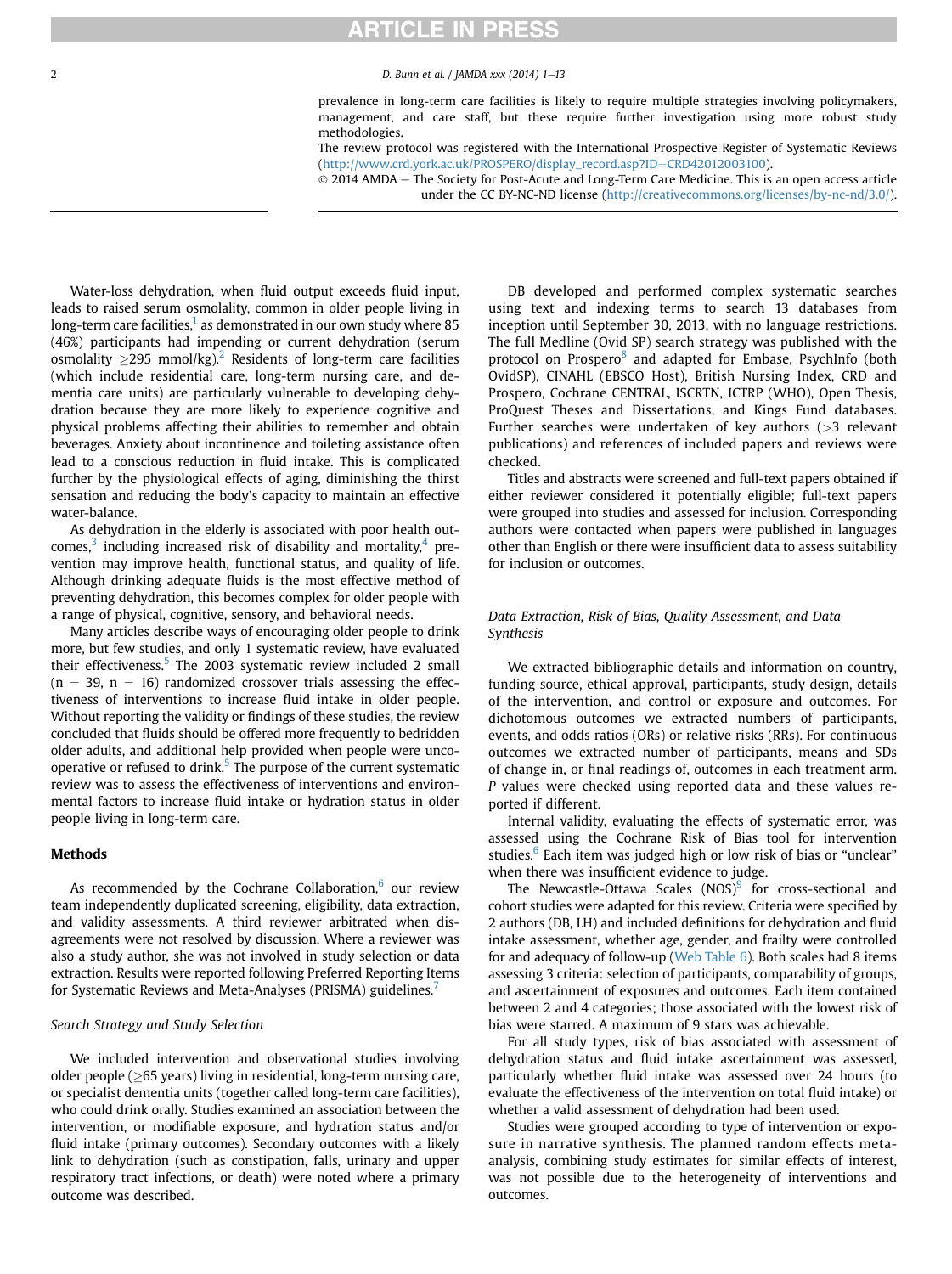prevalence in long-term care facilities is likely to require multiple strategies involving policymakers, management, and care staff, but these require further investigation using more robust study methodologies.

The review protocol was registered with the International Prospective Register of Systematic Reviews (http://www.crd.york.ac.uk/PROSPERO/display_record.asp?ID=CRD42012003100).

© 2014 AMDA – The Society for Post-Acute and Long-Term Care Medicine. This is an open access article under the CC BY-NC-ND license (http://creativecommons.org/licenses/by-nc-nd/3.0/).

Water-loss dehydration, when fluid output exceeds fluid input, leads to raised serum osmolality, common in older people living in long-term care facilities,[1] as demonstrated in our own study where 85 (46%) participants had impending or current dehydration (serum osmolality ≥295 mmol/kg).[2] Residents of long-term care facilities (which include residential care, long-term nursing care, and dementia care units) are particularly vulnerable to developing dehydration because they are more likely to experience cognitive and physical problems affecting their abilities to remember and obtain beverages. Anxiety about incontinence and toileting assistance often lead to a conscious reduction in fluid intake. This is complicated further by the physiological effects of aging, diminishing the thirst sensation and reducing the body's capacity to maintain an effective water-balance.

As dehydration in the elderly is associated with poor health outcomes,[3] including increased risk of disability and mortality,[4] prevention may improve health, functional status, and quality of life. Although drinking adequate fluids is the most effective method of preventing dehydration, this becomes complex for older people with a range of physical, cognitive, sensory, and behavioral needs.

Many articles describe ways of encouraging older people to drink more, but few studies, and only 1 systematic review, have evaluated their effectiveness.[5] The 2003 systematic review included 2 small (n = 39, n = 16) randomized crossover trials assessing the effectiveness of interventions to increase fluid intake in older people. Without reporting the validity or findings of these studies, the review concluded that fluids should be offered more frequently to bedridden older adults, and additional help provided when people were uncooperative or refused to drink.[5] The purpose of the current systematic review was to assess the effectiveness of interventions and environmental factors to increase fluid intake or hydration status in older people living in long-term care.

## Methods

As recommended by the Cochrane Collaboration,[6] our review team independently duplicated screening, eligibility, data extraction, and validity assessments. A third reviewer arbitrated when disagreements were not resolved by discussion. Where a reviewer was also a study author, she was not involved in study selection or data extraction. Results were reported following Preferred Reporting Items for Systematic Reviews and Meta-Analyses (PRISMA) guidelines.[7]

### *Search Strategy and Study Selection*

We included intervention and observational studies involving older people (≥65 years) living in residential, long-term nursing care, or specialist dementia units (together called long-term care facilities), who could drink orally. Studies examined an association between the intervention, or modifiable exposure, and hydration status and/or fluid intake (primary outcomes). Secondary outcomes with a likely link to dehydration (such as constipation, falls, urinary and upper respiratory tract infections, or death) were noted where a primary outcome was described.

DB developed and performed complex systematic searches using text and indexing terms to search 13 databases from inception until September 30, 2013, with no language restrictions. The full Medline (Ovid SP) search strategy was published with the protocol on Prospero[8] and adapted for Embase, PsychInfo (both OvidSP), CINAHL (EBSCO Host), British Nursing Index, CRD and Prospero, Cochrane CENTRAL, ISCRTN, ICTRP (WHO), Open Thesis, ProQuest Theses and Dissertations, and Kings Fund databases. Further searches were undertaken of key authors (>3 relevant publications) and references of included papers and reviews were checked.

Titles and abstracts were screened and full-text papers obtained if either reviewer considered it potentially eligible; full-text papers were grouped into studies and assessed for inclusion. Corresponding authors were contacted when papers were published in languages other than English or there were insufficient data to assess suitability for inclusion or outcomes.

### *Data Extraction, Risk of Bias, Quality Assessment, and Data Synthesis*

We extracted bibliographic details and information on country, funding source, ethical approval, participants, study design, details of the intervention, and control or exposure and outcomes. For dichotomous outcomes we extracted numbers of participants, events, and odds ratios (ORs) or relative risks (RRs). For continuous outcomes we extracted number of participants, means and SDs of change in, or final readings of, outcomes in each treatment arm. *P* values were checked using reported data and these values reported if different.

Internal validity, evaluating the effects of systematic error, was assessed using the Cochrane Risk of Bias tool for intervention studies.[6] Each item was judged high or low risk of bias or "unclear" when there was insufficient evidence to judge.

The Newcastle-Ottawa Scales (NOS)[9] for cross-sectional and cohort studies were adapted for this review. Criteria were specified by 2 authors (DB, LH) and included definitions for dehydration and fluid intake assessment, whether age, gender, and frailty were controlled for and adequacy of follow-up (Web Table 6). Both scales had 8 items assessing 3 criteria: selection of participants, comparability of groups, and ascertainment of exposures and outcomes. Each item contained between 2 and 4 categories; those associated with the lowest risk of bias were starred. A maximum of 9 stars was achievable.

For all study types, risk of bias associated with assessment of dehydration status and fluid intake ascertainment was assessed, particularly whether fluid intake was assessed over 24 hours (to evaluate the effectiveness of the intervention on total fluid intake) or whether a valid assessment of dehydration had been used.

Studies were grouped according to type of intervention or exposure in narrative synthesis. The planned random effects meta-analysis, combining study estimates for similar effects of interest, was not possible due to the heterogeneity of interventions and outcomes.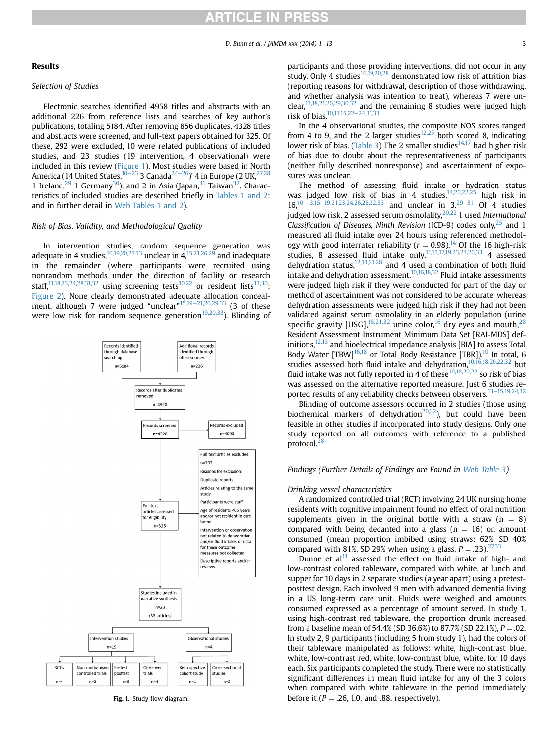## Results

### Selection of Studies

Electronic searches identified 4958 titles and abstracts with an additional 226 from reference lists and searches of key author's publications, totaling 5184. After removing 856 duplicates, 4328 titles and abstracts were screened, and full-text papers obtained for 325. Of these, 292 were excluded, 10 were related publications of included studies, and 23 studies (19 intervention, 4 observational) were included in this review (Figure 1). Most studies were based in North America (14 United States,[10–23] 3 Canada[24–26])' 4 in Europe (2 UK,[27,28] 1 Ireland,[29] 1 Germany[30]), and 2 in Asia (Japan,[31] Taiwan[32]. Characteristics of included studies are described briefly in Tables 1 and 2; and in further detail in Web Tables 1 and 2).

### Risk of Bias, Validity, and Methodological Quality

In intervention studies, random sequence generation was adequate in 4 studies,[16,19,20,27,33] unclear in 4,[15,21,26,29] and inadequate in the remainder (where participants were recruited using nonrandom methods under the direction of facility or research staff,[11,18,23,24,28,31,32] using screening tests[10,22] or resident lists[13,30]; Figure 2). None clearly demonstrated adequate allocation concealment, although 7 were judged "unclear"[15,19–21,26,29,33] (3 of these were low risk for random sequence generation[19,20,33]). Blinding of participants and those providing interventions, did not occur in any study. Only 4 studies[16,19,20,28] demonstrated low risk of attrition bias (reporting reasons for withdrawal, description of those withdrawing, and whether analysis was intention to treat), whereas 7 were unclear,[13,18,21,26,29,30,32] and the remaining 8 studies were judged high risk of bias.[10,11,15,22–24,31,33]

In the 4 observational studies, the composite NOS scores ranged from 4 to 9, and the 2 larger studies[12,25] both scored 8, indicating lower risk of bias. (Table 3) The 2 smaller studies[14,17] had higher risk of bias due to doubt about the representativeness of participants (neither fully described nonresponse) and ascertainment of exposures was unclear.

The method of assessing fluid intake or hydration status was judged low risk of bias in 4 studies,[14,20,22,25] high risk in 16,[10–13,15–19,21,23,24,26,28,32,33] and unclear in 3.[29–31] Of 4 studies judged low risk, 2 assessed serum osmolality,[20,22] 1 used *International Classification of Diseases, Ninth Revision* (ICD-9) codes only,[25] and 1 measured all fluid intake over 24 hours using referenced methodology with good interrater reliability ($r = 0.98$).[14] Of the 16 high-risk studies, 8 assessed fluid intake only,[11,15,17,19,23,24,26,33] 4 assessed dehydration status,[12,13,21,28] and 4 used a combination of both fluid intake and dehydration assessment.[10,16,18,32] Fluid intake assessments were judged high risk if they were conducted for part of the day or method of ascertainment was not considered to be accurate, whereas dehydration assessments were judged high risk if they had not been validated against serum osmolality in an elderly population (urine specific gravity [USG],[16,21,32] urine color,[16] dry eyes and mouth,[28] Resident Assessment Instrument Minimum Data Set [RAI-MDS] definitions,[12,13] and bioelectrical impedance analysis [BIA] to assess Total Body Water [TBW][16,18] or Total Body Resistance [TBR]).[10] In total, 6 studies assessed both fluid intake and dehydration,[10,16,18,20,22,32] but fluid intake was not fully reported in 4 of these[10,18,20,22] so risk of bias was assessed on the alternative reported measure. Just 6 studies reported results of any reliability checks between observers.[13–15,19,24,32]

Blinding of outcome assessors occurred in 2 studies (those using biochemical markers of dehydration[20,22]), but could have been feasible in other studies if incorporated into study designs. Only one study reported on all outcomes with reference to a published protocol.[28]

Records identified through database searching n=5184 | Additional records identified through other sources n=226 → Records after duplicates removed n=4328 → Records screened n=4328 → Records excluded n=4003 → Full-text articles assessed for eligibility n=325 → Full-text articles excluded n=292. Reasons for exclusion: Duplicate reports; Articles relating to the same study; Participants were staff; Age of residents <65 years and/or not resident in care home; Intervention or observation not related to dehydration and/or fluid intake, or data for these outcome measures not collected; Descriptive reports and/or reviews → Studies included in narrative synthesis n=23 (33 articles) → Intervention studies n=19 (RCT's n=4; Non-randomised controlled trials n=3; Pretest-posttest n=8; Crossover trials n=4) | Observational studies n=4 (Retrospective cohort study n=1; Cross-sectional studies n=3)

**Fig. 1.** Study flow diagram.

### Findings (Further Details of Findings are Found in Web Table 3)

#### Drinking vessel characteristics

A randomized controlled trial (RCT) involving 24 UK nursing home residents with cognitive impairment found no effect of oral nutrition supplements given in the original bottle with a straw ($n = 8$) compared with being decanted into a glass ($n = 16$) on amount consumed (mean proportion imbibed using straws: 62%, SD 40% compared with 81%, SD 29% when using a glass, $P = .23$).[27,33]

Dunne et al[11] assessed the effect on fluid intake of high- and low-contrast colored tableware, compared with white, at lunch and supper for 10 days in 2 separate studies (a year apart) using a pretest-posttest design. Each involved 9 men with advanced dementia living in a US long-term care unit. Fluids were weighed and amounts consumed expressed as a percentage of amount served. In study 1, using high-contrast red tableware, the proportion drunk increased from a baseline mean of 54.4% (SD 36.6%) to 87.7% (SD 22.1%), $P = .02$. In study 2, 9 participants (including 5 from study 1), had the colors of their tableware manipulated as follows: white, high-contrast blue, white, low-contrast red, white, low-contrast blue, white, for 10 days each. Six participants completed the study. There were no statistically significant differences in mean fluid intake for any of the 3 colors when compared with white tableware in the period immediately before it ($P = .26$, 1.0, and .88, respectively).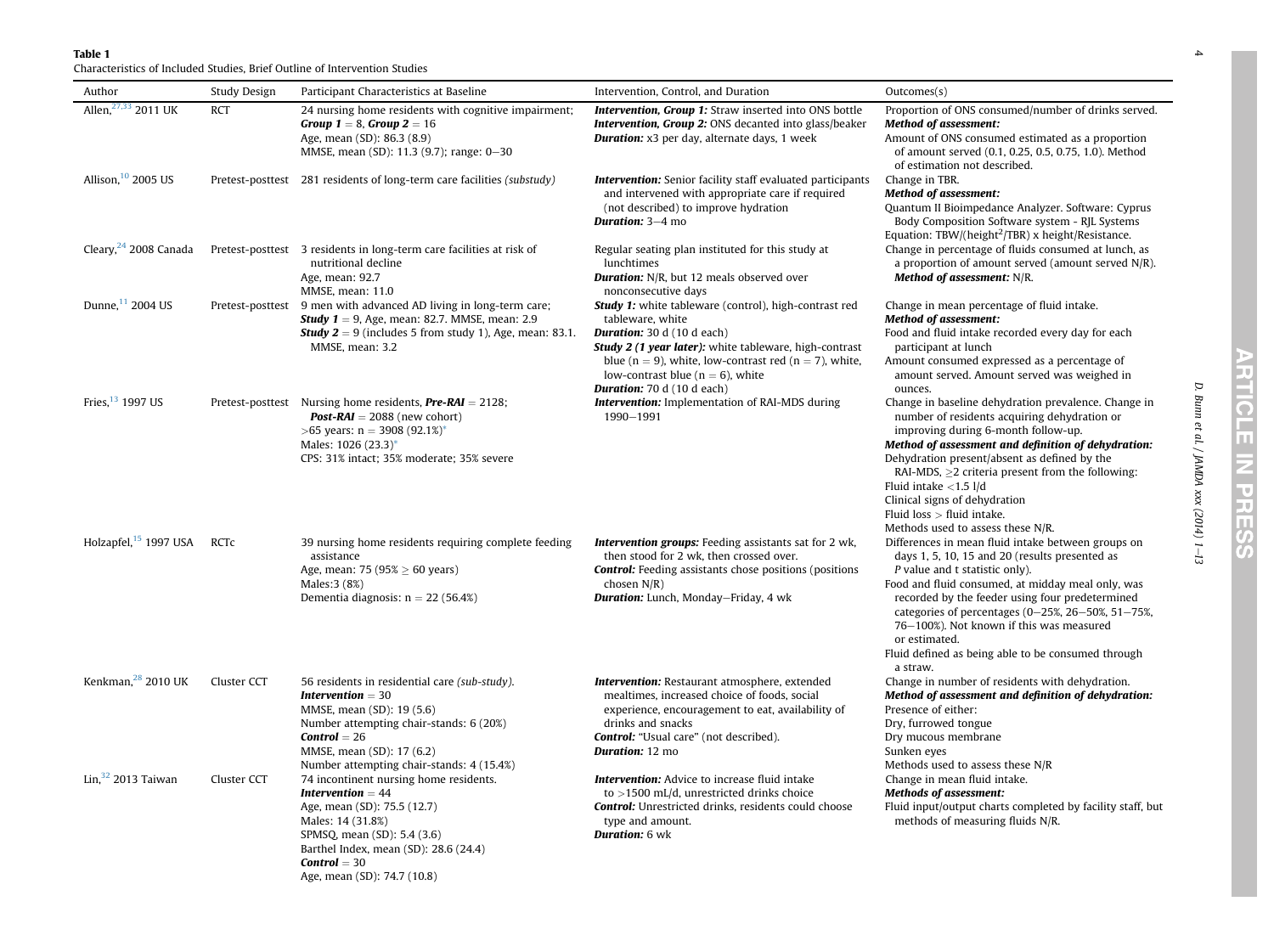**Table 1**
Characteristics of Included Studies, Brief Outline of Intervention Studies

| Author | Study Design | Participant Characteristics at Baseline | Intervention, Control, and Duration | Outcomes(s) |
|---|---|---|---|---|
| Allen,[27,33] 2011 UK | RCT | 24 nursing home residents with cognitive impairment; ***Group 1*** = 8, ***Group 2*** = 16<br>Age, mean (SD): 86.3 (8.9)<br>MMSE, mean (SD): 11.3 (9.7); range: 0–30 | ***Intervention, Group 1:*** Straw inserted into ONS bottle<br>***Intervention, Group 2:*** ONS decanted into glass/beaker<br>***Duration:*** x3 per day, alternate days, 1 week | Proportion of ONS consumed/number of drinks served.<br>***Method of assessment:***<br>Amount of ONS consumed estimated as a proportion of amount served (0.1, 0.25, 0.5, 0.75, 1.0). Method of estimation not described. |
| Allison,[10] 2005 US | Pretest-posttest | 281 residents of long-term care facilities *(substudy)* | ***Intervention:*** Senior facility staff evaluated participants and intervened with appropriate care if required (not described) to improve hydration<br>***Duration:*** 3–4 mo | Change in TBR.<br>***Method of assessment:***<br>Quantum II Bioimpedance Analyzer. Software: Cyprus Body Composition Software system - RJL Systems<br>Equation: TBW/(height$^2$/TBR) x height/Resistance. |
| Cleary,[24] 2008 Canada | Pretest-posttest | 3 residents in long-term care facilities at risk of nutritional decline<br>Age, mean: 92.7<br>MMSE, mean: 11.0 | Regular seating plan instituted for this study at lunchtimes<br>***Duration:*** N/R, but 12 meals observed over nonconsecutive days | Change in percentage of fluids consumed at lunch, as a proportion of amount served (amount served N/R).<br>***Method of assessment:*** N/R. |
| Dunne,[11] 2004 US | Pretest-posttest | 9 men with advanced AD living in long-term care;<br>***Study 1*** = 9, Age, mean: 82.7. MMSE, mean: 2.9<br>***Study 2*** = 9 (includes 5 from study 1), Age, mean: 83.1. MMSE, mean: 3.2 | ***Study 1:*** white tableware (control), high-contrast red tableware, white<br>***Duration:*** 30 d (10 d each)<br>***Study 2 (1 year later):*** white tableware, high-contrast blue (n = 9), white, low-contrast red (n = 7), white, low-contrast blue (n = 6), white<br>***Duration:*** 70 d (10 d each) | Change in mean percentage of fluid intake.<br>***Method of assessment:***<br>Food and fluid intake recorded every day for each participant at lunch<br>Amount consumed expressed as a percentage of amount served. Amount served was weighed in ounces. |
| Fries,[13] 1997 US | Pretest-posttest | Nursing home residents, ***Pre-RAI*** = 2128;<br>***Post-RAI*** = 2088 (new cohort)<br>>65 years: n = 3908 (92.1%)*<br>Males: 1026 (23.3)*<br>CPS: 31% intact; 35% moderate; 35% severe | ***Intervention:*** Implementation of RAI-MDS during 1990–1991 | Change in baseline dehydration prevalence. Change in number of residents acquiring dehydration or improving during 6-month follow-up.<br>***Method of assessment and definition of dehydration:***<br>Dehydration present/absent as defined by the RAI-MDS, ≥2 criteria present from the following:<br>Fluid intake <1.5 l/d<br>Clinical signs of dehydration<br>Fluid loss > fluid intake.<br>Methods used to assess these N/R. |
| Holzapfel,[15] 1997 USA | RCTc | 39 nursing home residents requiring complete feeding assistance<br>Age, mean: 75 (95% ≥ 60 years)<br>Males:3 (8%)<br>Dementia diagnosis: n = 22 (56.4%) | ***Intervention groups:*** Feeding assistants sat for 2 wk, then stood for 2 wk, then crossed over.<br>***Control:*** Feeding assistants chose positions (positions chosen N/R)<br>***Duration:*** Lunch, Monday–Friday, 4 wk | Differences in mean fluid intake between groups on days 1, 5, 10, 15 and 20 (results presented as *P* value and t statistic only).<br>Food and fluid consumed, at midday meal only, was recorded by the feeder using four predetermined categories of percentages (0–25%, 26–50%, 51–75%, 76–100%). Not known if this was measured or estimated.<br>Fluid defined as being able to be consumed through a straw. |
| Kenkman,[28] 2010 UK | Cluster CCT | 56 residents in residential care *(sub-study)*.<br>***Intervention*** = 30<br>MMSE, mean (SD): 19 (5.6)<br>Number attempting chair-stands: 6 (20%)<br>***Control*** = 26<br>MMSE, mean (SD): 17 (6.2)<br>Number attempting chair-stands: 4 (15.4%) | ***Intervention:*** Restaurant atmosphere, extended mealtimes, increased choice of foods, social experience, encouragement to eat, availability of drinks and snacks<br>***Control:*** "Usual care" (not described).<br>***Duration:*** 12 mo | Change in number of residents with dehydration.<br>***Method of assessment and definition of dehydration:***<br>Presence of either:<br>Dry, furrowed tongue<br>Dry mucous membrane<br>Sunken eyes<br>Methods used to assess these N/R |
| Lin,[32] 2013 Taiwan | Cluster CCT | 74 incontinent nursing home residents.<br>***Intervention*** = 44<br>Age, mean (SD): 75.5 (12.7)<br>Males: 14 (31.8%)<br>SPMSQ, mean (SD): 5.4 (3.6)<br>Barthel Index, mean (SD): 28.6 (24.4)<br>***Control*** = 30<br>Age, mean (SD): 74.7 (10.8) | ***Intervention:*** Advice to increase fluid intake to >1500 mL/d, unrestricted drinks choice<br>***Control:*** Unrestricted drinks, residents could choose type and amount.<br>***Duration:*** 6 wk | Change in mean fluid intake.<br>***Methods of assessment:***<br>Fluid input/output charts completed by facility staff, but methods of measuring fluids N/R. |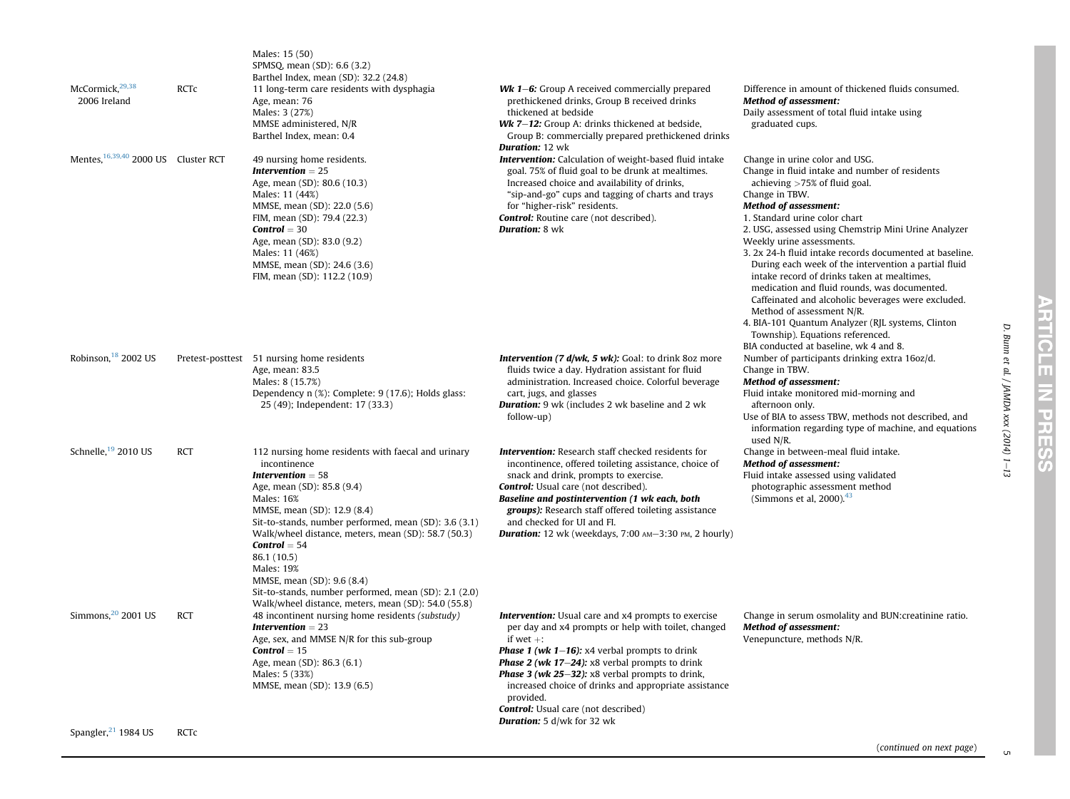| | | | | |
|---|---|---|---|---|
| | | Males: 15 (50)<br>SPMSQ, mean (SD): 6.6 (3.2)<br>Barthel Index, mean (SD): 32.2 (24.8) | | |
| McCormick,[29,38] 2006 Ireland | RCTc | 11 long-term care residents with dysphagia<br>Age, mean: 76<br>Males: 3 (27%)<br>MMSE administered, N/R<br>Barthel Index, mean: 0.4 | ***Wk 1–6:*** Group A received commercially prepared prethickened drinks, Group B received drinks thickened at bedside<br>***Wk 7–12:*** Group A: drinks thickened at bedside, Group B: commercially prepared prethickened drinks<br>***Duration:*** 12 wk | Difference in amount of thickened fluids consumed.<br>***Method of assessment:***<br>Daily assessment of total fluid intake using graduated cups. |
| Mentes,[16,39,40] 2000 US | Cluster RCT | 49 nursing home residents.<br>***Intervention*** = 25<br>Age, mean (SD): 80.6 (10.3)<br>Males: 11 (44%)<br>MMSE, mean (SD): 22.0 (5.6)<br>FIM, mean (SD): 79.4 (22.3)<br>***Control*** = 30<br>Age, mean (SD): 83.0 (9.2)<br>Males: 11 (46%)<br>MMSE, mean (SD): 24.6 (3.6)<br>FIM, mean (SD): 112.2 (10.9) | ***Intervention:*** Calculation of weight-based fluid intake goal. 75% of fluid goal to be drunk at mealtimes. Increased choice and availability of drinks, "sip-and-go" cups and tagging of charts and trays for "higher-risk" residents.<br>***Control:*** Routine care (not described).<br>***Duration:*** 8 wk | Change in urine color and USG.<br>Change in fluid intake and number of residents achieving >75% of fluid goal.<br>Change in TBW.<br>***Method of assessment:***<br>1. Standard urine color chart<br>2. USG, assessed using Chemstrip Mini Urine Analyzer Weekly urine assessments.<br>3. 2x 24-h fluid intake records documented at baseline. During each week of the intervention a partial fluid intake record of drinks taken at mealtimes, medication and fluid rounds, was documented. Caffeinated and alcoholic beverages were excluded. Method of assessment N/R.<br>4. BIA-101 Quantum Analyzer (RJL systems, Clinton Township). Equations referenced.<br>BIA conducted at baseline, wk 4 and 8. |
| Robinson,[18] 2002 US | Pretest-posttest | 51 nursing home residents<br>Age, mean: 83.5<br>Males: 8 (15.7%)<br>Dependency n (%): Complete: 9 (17.6); Holds glass: 25 (49); Independent: 17 (33.3) | ***Intervention (7 d/wk, 5 wk):*** Goal: to drink 8oz more fluids twice a day. Hydration assistant for fluid administration. Increased choice. Colorful beverage cart, jugs, and glasses<br>***Duration:*** 9 wk (includes 2 wk baseline and 2 wk follow-up) | Number of participants drinking extra 16oz/d.<br>Change in TBW.<br>***Method of assessment:***<br>Fluid intake monitored mid-morning and afternoon only.<br>Use of BIA to assess TBW, methods not described, and information regarding type of machine, and equations used N/R. |
| Schnelle,[19] 2010 US | RCT | 112 nursing home residents with faecal and urinary incontinence<br>***Intervention*** = 58<br>Age, mean (SD): 85.8 (9.4)<br>Males: 16%<br>MMSE, mean (SD): 12.9 (8.4)<br>Sit-to-stands, number performed, mean (SD): 3.6 (3.1)<br>Walk/wheel distance, meters, mean (SD): 58.7 (50.3)<br>***Control*** = 54<br>86.1 (10.5)<br>Males: 19%<br>MMSE, mean (SD): 9.6 (8.4)<br>Sit-to-stands, number performed, mean (SD): 2.1 (2.0)<br>Walk/wheel distance, meters, mean (SD): 54.0 (55.8) | ***Intervention:*** Research staff checked residents for incontinence, offered toileting assistance, choice of snack and drink, prompts to exercise.<br>***Control:*** Usual care (not described).<br>***Baseline and postintervention (1 wk each, both groups):*** Research staff offered toileting assistance and checked for UI and FI.<br>***Duration:*** 12 wk (weekdays, 7:00 AM–3:30 PM, 2 hourly) | Change in between-meal fluid intake.<br>***Method of assessment:***<br>Fluid intake assessed using validated photographic assessment method (Simmons et al, 2000).[43] |
| Simmons,[20] 2001 US | RCT | 48 incontinent nursing home residents *(substudy)*<br>***Intervention*** = 23<br>Age, sex, and MMSE N/R for this sub-group<br>***Control*** = 15<br>Age, mean (SD): 86.3 (6.1)<br>Males: 5 (33%)<br>MMSE, mean (SD): 13.9 (6.5) | ***Intervention:*** Usual care and x4 prompts to exercise per day and x4 prompts or help with toilet, changed if wet +:<br>***Phase 1 (wk 1–16):*** x4 verbal prompts to drink<br>***Phase 2 (wk 17–24):*** x8 verbal prompts to drink<br>***Phase 3 (wk 25–32):*** x8 verbal prompts to drink, increased choice of drinks and appropriate assistance provided.<br>***Control:*** Usual care (not described)<br>***Duration:*** 5 d/wk for 32 wk | Change in serum osmolality and BUN:creatinine ratio.<br>***Method of assessment:***<br>Venepuncture, methods N/R. |
| Spangler,[21] 1984 US | RCTc | | | |

(*continued on next page*)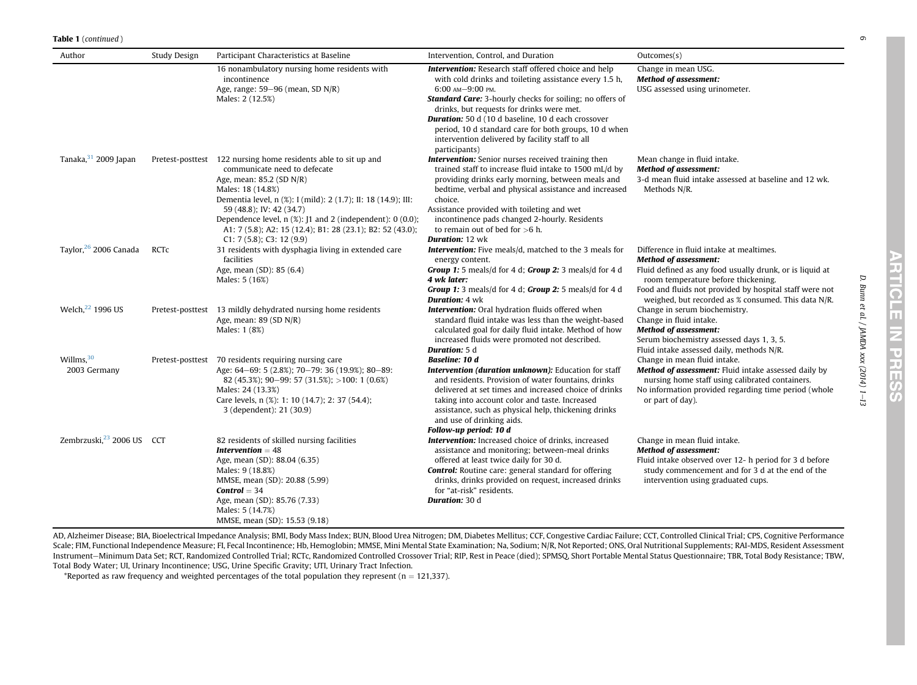**Table 1** (*continued*)

| Author | Study Design | Participant Characteristics at Baseline | Intervention, Control, and Duration | Outcomes(s) |
|---|---|---|---|---|
| | | 16 nonambulatory nursing home residents with incontinence<br>Age, range: 59–96 (mean, SD N/R)<br>Males: 2 (12.5%) | ***Intervention:*** Research staff offered choice and help with cold drinks and toileting assistance every 1.5 h, 6:00 AM–9:00 PM.<br>***Standard Care:*** 3-hourly checks for soiling; no offers of drinks, but requests for drinks were met.<br>***Duration:*** 50 d (10 d baseline, 10 d each crossover period, 10 d standard care for both groups, 10 d when intervention delivered by facility staff to all participants) | Change in mean USG.<br>***Method of assessment:***<br>USG assessed using urinometer. |
| Tanaka,[31] 2009 Japan | Pretest-posttest | 122 nursing home residents able to sit up and communicate need to defecate<br>Age, mean: 85.2 (SD N/R)<br>Males: 18 (14.8%)<br>Dementia level, n (%): I (mild): 2 (1.7); II: 18 (14.9); III: 59 (48.8); IV: 42 (34.7)<br>Dependence level, n (%): J1 and 2 (independent): 0 (0.0); A1: 7 (5.8); A2: 15 (12.4); B1: 28 (23.1); B2: 52 (43.0); C1: 7 (5.8); C3: 12 (9.9) | ***Intervention:*** Senior nurses received training then trained staff to increase fluid intake to 1500 mL/d by providing drinks early morning, between meals and bedtime, verbal and physical assistance and increased choice.<br>Assistance provided with toileting and wet incontinence pads changed 2-hourly. Residents to remain out of bed for >6 h.<br>***Duration:*** 12 wk | Mean change in fluid intake.<br>***Method of assessment:***<br>3-d mean fluid intake assessed at baseline and 12 wk. Methods N/R. |
| Taylor,[26] 2006 Canada | RCTc | 31 residents with dysphagia living in extended care facilities<br>Age, mean (SD): 85 (6.4)<br>Males: 5 (16%) | ***Intervention:*** Five meals/d, matched to the 3 meals for energy content.<br>***Group 1:*** 5 meals/d for 4 d; ***Group 2:*** 3 meals/d for 4 d<br>***4 wk later:***<br>***Group 1:*** 3 meals/d for 4 d; ***Group 2:*** 5 meals/d for 4 d<br>***Duration:*** 4 wk | Difference in fluid intake at mealtimes.<br>***Method of assessment:***<br>Fluid defined as any food usually drunk, or is liquid at room temperature before thickening.<br>Food and fluids not provided by hospital staff were not weighed, but recorded as % consumed. This data N/R. |
| Welch,[22] 1996 US | Pretest-posttest | 13 mildly dehydrated nursing home residents<br>Age, mean: 89 (SD N/R)<br>Males: 1 (8%) | ***Intervention:*** Oral hydration fluids offered when standard fluid intake was less than the weight-based calculated goal for daily fluid intake. Method of how increased fluids were promoted not described.<br>***Duration:*** 5 d | Change in serum biochemistry.<br>Change in fluid intake.<br>***Method of assessment:***<br>Serum biochemistry assessed days 1, 3, 5.<br>Fluid intake assessed daily, methods N/R. |
| Willms,[30] 2003 Germany | Pretest-posttest | 70 residents requiring nursing care<br>Age: 64–69: 5 (2.8%); 70–79: 36 (19.9%); 80–89: 82 (45.3%); 90–99: 57 (31.5%); >100: 1 (0.6%)<br>Males: 24 (13.3%)<br>Care levels, n (%): 1: 10 (14.7); 2: 37 (54.4); 3 (dependent): 21 (30.9) | ***Baseline: 10 d***<br>***Intervention (duration unknown):*** Education for staff and residents. Provision of water fountains, drinks delivered at set times and increased choice of drinks taking into account color and taste. Increased assistance, such as physical help, thickening drinks and use of drinking aids.<br>***Follow-up period: 10 d*** | Change in mean fluid intake.<br>***Method of assessment:*** Fluid intake assessed daily by nursing home staff using calibrated containers.<br>No information provided regarding time period (whole or part of day). |
| Zembrzuski,[23] 2006 US | CCT | 82 residents of skilled nursing facilities<br>***Intervention*** = 48<br>Age, mean (SD): 88.04 (6.35)<br>Males: 9 (18.8%)<br>MMSE, mean (SD): 20.88 (5.99)<br>***Control*** = 34<br>Age, mean (SD): 85.76 (7.33)<br>Males: 5 (14.7%)<br>MMSE, mean (SD): 15.53 (9.18) | ***Intervention:*** Increased choice of drinks, increased assistance and monitoring; between-meal drinks offered at least twice daily for 30 d.<br>***Control:*** Routine care: general standard for offering drinks, drinks provided on request, increased drinks for "at-risk" residents.<br>***Duration:*** 30 d | Change in mean fluid intake.<br>***Method of assessment:***<br>Fluid intake observed over 12- h period for 3 d before study commencement and for 3 d at the end of the intervention using graduated cups. |

AD, Alzheimer Disease; BIA, Bioelectrical Impedance Analysis; BMI, Body Mass Index; BUN, Blood Urea Nitrogen; DM, Diabetes Mellitus; CCF, Congestive Cardiac Failure; CCT, Controlled Clinical Trial; CPS, Cognitive Performance Scale; FIM, Functional Independence Measure; FI, Fecal Incontinence; Hb, Hemoglobin; MMSE, Mini Mental State Examination; Na, Sodium; N/R, Not Reported; ONS, Oral Nutritional Supplements; RAI-MDS, Resident Assessment Instrument–Minimum Data Set; RCT, Randomized Controlled Trial; RCTc, Randomized Controlled Crossover Trial; RIP, Rest in Peace (died); SPMSQ, Short Portable Mental Status Questionnaire; TBR, Total Body Resistance; TBW, Total Body Water; UI, Urinary Incontinence; USG, Urine Specific Gravity; UTI, Urinary Tract Infection.

*Reported as raw frequency and weighted percentages of the total population they represent (n = 121,337).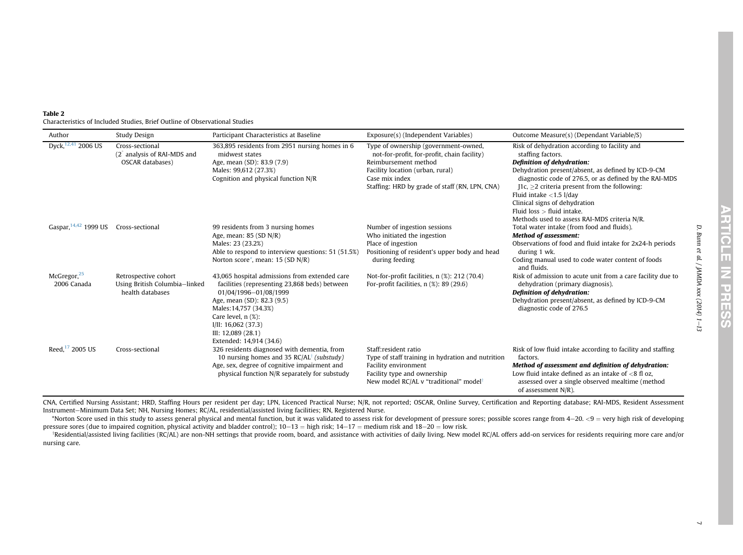**Table 2**
Characteristics of Included Studies, Brief Outline of Observational Studies

| Author | Study Design | Participant Characteristics at Baseline | Exposure(s) (Independent Variables) | Outcome Measure(s) (Dependant Variable/S) |
|---|---|---|---|---|
| Dyck,[12,41] 2006 US | Cross-sectional (2° analysis of RAI-MDS and OSCAR databases) | 363,895 residents from 2951 nursing homes in 6 midwest states<br>Age, mean (SD): 83.9 (7.9)<br>Males: 99,612 (27.3%)<br>Cognition and physical function N/R | Type of ownership (government-owned, not-for-profit, for-profit, chain facility)<br>Reimbursement method<br>Facility location (urban, rural)<br>Case mix index<br>Staffing: HRD by grade of staff (RN, LPN, CNA) | Risk of dehydration according to facility and staffing factors.<br>***Definition of dehydration:***<br>Dehydration present/absent, as defined by ICD-9-CM diagnostic code of 276.5, or as defined by the RAI-MDS J1c, ≥2 criteria present from the following:<br>Fluid intake <1.5 l/day<br>Clinical signs of dehydration<br>Fluid loss > fluid intake.<br>Methods used to assess RAI-MDS criteria N/R. |
| Gaspar,[14,42] 1999 US | Cross-sectional | 99 residents from 3 nursing homes<br>Age, mean: 85 (SD N/R)<br>Males: 23 (23.2%)<br>Able to respond to interview questions: 51 (51.5%)<br>Norton score*, mean: 15 (SD N/R) | Number of ingestion sessions<br>Who initiated the ingestion<br>Place of ingestion<br>Positioning of resident's upper body and head during feeding | Total water intake (from food and fluids).<br>***Method of assessment:***<br>Observations of food and fluid intake for 2x24-h periods during 1 wk.<br>Coding manual used to code water content of foods and fluids. |
| McGregor,[25] 2006 Canada | Retrospective cohort Using British Columbia–linked health databases | 43,065 hospital admissions from extended care facilities (representing 23,868 beds) between 01/04/1996–01/08/1999<br>Age, mean (SD): 82.3 (9.5)<br>Males:14,757 (34.3%)<br>Care level, n (%):<br>I/II: 16,062 (37.3)<br>III: 12,089 (28.1)<br>Extended: 14,914 (34.6) | Not-for-profit facilities, n (%): 212 (70.4)<br>For-profit facilities, n (%): 89 (29.6) | Risk of admission to acute unit from a care facility due to dehydration (primary diagnosis).<br>***Definition of dehydration:***<br>Dehydration present/absent, as defined by ICD-9-CM diagnostic code of 276.5 |
| Reed,[17] 2005 US | Cross-sectional | 326 residents diagnosed with dementia, from 10 nursing homes and 35 RC/AL† *(substudy)*<br>Age, sex, degree of cognitive impairment and physical function N/R separately for substudy | Staff:resident ratio<br>Type of staff training in hydration and nutrition<br>Facility environment<br>Facility type and ownership<br>New model RC/AL v "traditional" model† | Risk of low fluid intake according to facility and staffing factors.<br>***Method of assessment and definition of dehydration:***<br>Low fluid intake defined as an intake of <8 fl oz, assessed over a single observed mealtime (method of assessment N/R). |

CNA, Certified Nursing Assistant; HRD, Staffing Hours per resident per day; LPN, Licenced Practical Nurse; N/R, not reported; OSCAR, Online Survey, Certification and Reporting database; RAI-MDS, Resident Assessment Instrument–Minimum Data Set; NH, Nursing Homes; RC/AL, residential/assisted living facilities; RN, Registered Nurse.

*Norton Score used in this study to assess general physical and mental function, but it was validated to assess risk for development of pressure sores; possible scores range from 4–20. <9 = very high risk of developing pressure sores (due to impaired cognition, physical activity and bladder control); 10–13 = high risk; 14–17 = medium risk and 18–20 = low risk.

†Residential/assisted living facilities (RC/AL) are non-NH settings that provide room, board, and assistance with activities of daily living. New model RC/AL offers add-on services for residents requiring more care and/or nursing care.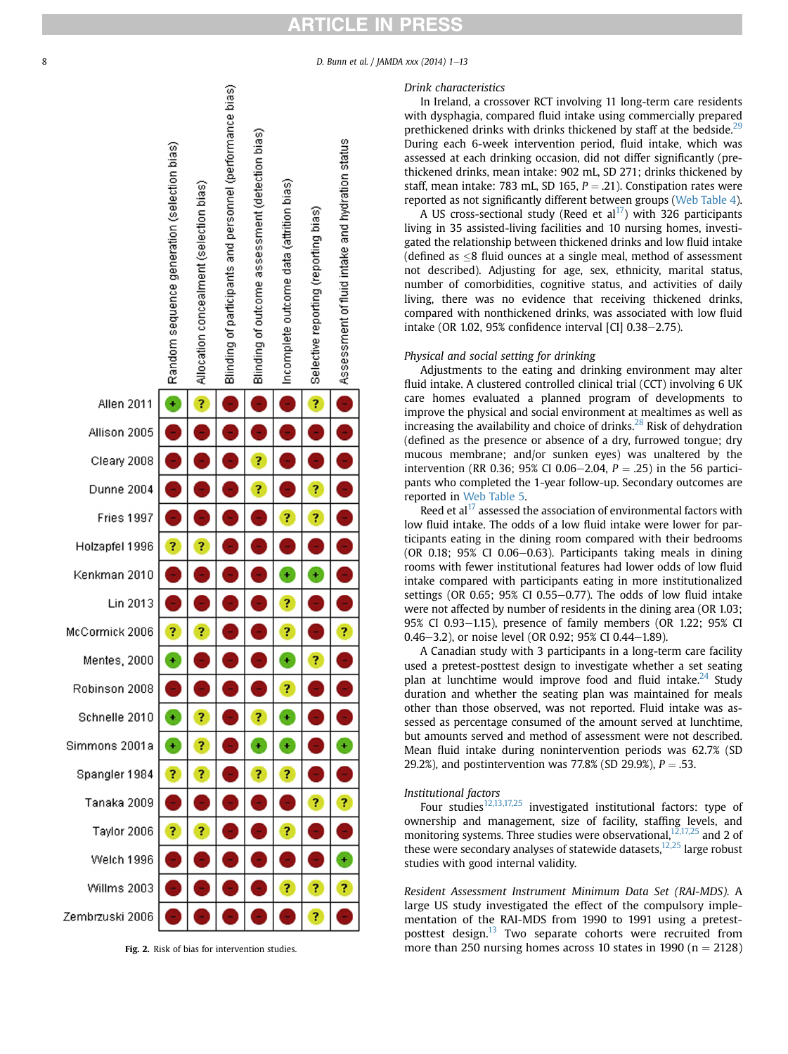| | Random sequence generation (selection bias) | Allocation concealment (selection bias) | Blinding of participants and personnel (performance bias) | Blinding of outcome assessment (detection bias) | Incomplete outcome data (attrition bias) | Selective reporting (reporting bias) | Assessment of fluid intake and hydration status |
|---|---|---|---|---|---|---|---|
| Allen 2011 | + | ? | − | − | − | ? | − |
| Allison 2005 | − | − | − | − | − | − | − |
| Cleary 2008 | − | − | − | ? | − | − | − |
| Dunne 2004 | − | − | − | ? | − | ? | − |
| Fries 1997 | − | − | − | − | ? | ? | − |
| Holzapfel 1996 | ? | ? | − | − | − | − | − |
| Kenkman 2010 | − | − | − | − | + | + | − |
| Lin 2013 | − | − | − | − | ? | − | − |
| McCormick 2006 | ? | ? | − | − | ? | − | ? |
| Mentes, 2000 | + | − | − | − | + | ? | − |
| Robinson 2008 | − | − | − | − | ? | − | − |
| Schnelle 2010 | + | ? | − | ? | + | − | − |
| Simmons 2001a | + | ? | − | + | + | − | + |
| Spangler 1984 | ? | ? | − | ? | ? | − | − |
| Tanaka 2009 | − | − | − | − | − | ? | ? |
| Taylor 2006 | ? | ? | − | − | ? | − | − |
| Welch 1996 | − | − | − | − | − | − | + |
| Willms 2003 | − | − | − | − | ? | ? | ? |
| Zembrzuski 2006 | − | − | − | − | − | ? | − |

**Fig. 2.** Risk of bias for intervention studies.

*Drink characteristics*

In Ireland, a crossover RCT involving 11 long-term care residents with dysphagia, compared fluid intake using commercially prepared prethickened drinks with drinks thickened by staff at the bedside.[29] During each 6-week intervention period, fluid intake, which was assessed at each drinking occasion, did not differ significantly (prethickened drinks, mean intake: 902 mL, SD 271; drinks thickened by staff, mean intake: 783 mL, SD 165, $P = .21$). Constipation rates were reported as not significantly different between groups (Web Table 4).

A US cross-sectional study (Reed et al[17]) with 326 participants living in 35 assisted-living facilities and 10 nursing homes, investigated the relationship between thickened drinks and low fluid intake (defined as $\leq$8 fluid ounces at a single meal, method of assessment not described). Adjusting for age, sex, ethnicity, marital status, number of comorbidities, cognitive status, and activities of daily living, there was no evidence that receiving thickened drinks, compared with nonthickened drinks, was associated with low fluid intake (OR 1.02, 95% confidence interval [CI] 0.38–2.75).

*Physical and social setting for drinking*

Adjustments to the eating and drinking environment may alter fluid intake. A clustered controlled clinical trial (CCT) involving 6 UK care homes evaluated a planned program of developments to improve the physical and social environment at mealtimes as well as increasing the availability and choice of drinks.[28] Risk of dehydration (defined as the presence or absence of a dry, furrowed tongue; dry mucous membrane; and/or sunken eyes) was unaltered by the intervention (RR 0.36; 95% CI 0.06–2.04, $P = .25$) in the 56 participants who completed the 1-year follow-up. Secondary outcomes are reported in Web Table 5.

Reed et al[17] assessed the association of environmental factors with low fluid intake. The odds of a low fluid intake were lower for participants eating in the dining room compared with their bedrooms (OR 0.18; 95% CI 0.06–0.63). Participants taking meals in dining rooms with fewer institutional features had lower odds of low fluid intake compared with participants eating in more institutionalized settings (OR 0.65; 95% CI 0.55–0.77). The odds of low fluid intake were not affected by number of residents in the dining area (OR 1.03; 95% CI 0.93–1.15), presence of family members (OR 1.22; 95% CI 0.46–3.2), or noise level (OR 0.92; 95% CI 0.44–1.89).

A Canadian study with 3 participants in a long-term care facility used a pretest-posttest design to investigate whether a set seating plan at lunchtime would improve food and fluid intake.[24] Study duration and whether the seating plan was maintained for meals other than those observed, was not reported. Fluid intake was assessed as percentage consumed of the amount served at lunchtime, but amounts served and method of assessment were not described. Mean fluid intake during nonintervention periods was 62.7% (SD 29.2%), and postintervention was 77.8% (SD 29.9%), $P = .53$.

*Institutional factors*

Four studies[12,13,17,25] investigated institutional factors: type of ownership and management, size of facility, staffing levels, and monitoring systems. Three studies were observational,[12,17,25] and 2 of these were secondary analyses of statewide datasets,[12,25] large robust studies with good internal validity.

*Resident Assessment Instrument Minimum Data Set (RAI-MDS).* A large US study investigated the effect of the compulsory implementation of the RAI-MDS from 1990 to 1991 using a pretest-posttest design.[13] Two separate cohorts were recruited from more than 250 nursing homes across 10 states in 1990 (n = 2128)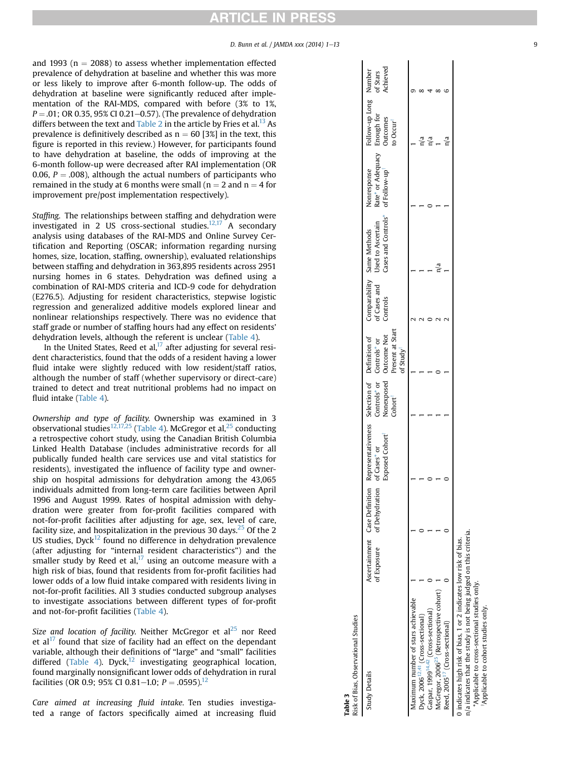and 1993 (n = 2088) to assess whether implementation effected prevalence of dehydration at baseline and whether this was more or less likely to improve after 6-month follow-up. The odds of dehydration at baseline were significantly reduced after implementation of the RAI-MDS, compared with before (3% to 1%, $P = .01$; OR 0.35, 95% CI 0.21–0.57). (The prevalence of dehydration differs between the text and Table 2 in the article by Fries et al.[13] As prevalence is definitively described as n = 60 [3%] in the text, this figure is reported in this review.) However, for participants found to have dehydration at baseline, the odds of improving at the 6-month follow-up were decreased after RAI implementation (OR 0.06, $P = .008$), although the actual numbers of participants who remained in the study at 6 months were small (n = 2 and n = 4 for improvement pre/post implementation respectively).

*Staffing.* The relationships between staffing and dehydration were investigated in 2 US cross-sectional studies.[12,17] A secondary analysis using databases of the RAI-MDS and Online Survey Certification and Reporting (OSCAR; information regarding nursing homes, size, location, staffing, ownership), evaluated relationships between staffing and dehydration in 363,895 residents across 2951 nursing homes in 6 states. Dehydration was defined using a combination of RAI-MDS criteria and ICD-9 code for dehydration (E276.5). Adjusting for resident characteristics, stepwise logistic regression and generalized additive models explored linear and nonlinear relationships respectively. There was no evidence that staff grade or number of staffing hours had any effect on residents' dehydration levels, although the referent is unclear (Table 4).

In the United States, Reed et al,[17] after adjusting for several resident characteristics, found that the odds of a resident having a lower fluid intake were slightly reduced with low resident/staff ratios, although the number of staff (whether supervisory or direct-care) trained to detect and treat nutritional problems had no impact on fluid intake (Table 4).

*Ownership and type of facility.* Ownership was examined in 3 observational studies[12,17,25] (Table 4). McGregor et al,[25] conducting a retrospective cohort study, using the Canadian British Columbia Linked Health Database (includes administrative records for all publically funded health care services use and vital statistics for residents), investigated the influence of facility type and ownership on hospital admissions for dehydration among the 43,065 individuals admitted from long-term care facilities between April 1996 and August 1999. Rates of hospital admission with dehydration were greater from for-profit facilities compared with not-for-profit facilities after adjusting for age, sex, level of care, facility size, and hospitalization in the previous 30 days.[25] Of the 2 US studies, Dyck[12] found no difference in dehydration prevalence (after adjusting for "internal resident characteristics") and the smaller study by Reed et al,[17] using an outcome measure with a high risk of bias, found that residents from for-profit facilities had lower odds of a low fluid intake compared with residents living in not-for-profit facilities. All 3 studies conducted subgroup analyses to investigate associations between different types of for-profit and not-for-profit facilities (Table 4).

*Size and location of facility.* Neither McGregor et al[25] nor Reed et al[17] found that size of facility had an effect on the dependant variable, although their definitions of "large" and "small" facilities differed (Table 4). Dyck,[12] investigating geographical location, found marginally nonsignificant lower odds of dehydration in rural facilities (OR 0.9; 95% CI 0.81–1.0; $P = .0595$).[12]

*Care aimed at increasing fluid intake.* Ten studies investigated a range of factors specifically aimed at increasing fluid

**Table 3**
Risk of Bias, Observational Studies

| Study Details | Ascertainment of Exposure | Case Definition of Dehydration | Representativeness of Cases* or Exposed Cohort† | Selection of Controls* or Nonexposed Cohort† | Definition of Controls* or Outcome Not Present at Start of Study† | Comparability of Cases and Controls | Same Methods Used to Ascertain Cases and Controls* | Nonresponse Rate* or Adequacy of Follow-up† | Follow-up Long Enough for Outcomes to Occur† | Number of Stars Achieved |
|---|---|---|---|---|---|---|---|---|---|---|
| Maximum number of stars achievable | 1 | 1 | 1 | 1 | 1 | 2 | 1 | 1 | 1 | 9 |
| Dyck, 2006[12,41] (Cross-sectional) | 1 | 0 | 1 | 1 | 1 | 2 | 1 | 1 | n/a | 8 |
| Gaspar, 1999[14,42] (Cross-sectional) | 0 | 1 | 0 | 1 | 1 | 0 | 1 | 0 | n/a | 4 |
| McGregor, 2006[25] (Retrospective cohort) | 1 | 1 | 1 | 1 | 0 | 2 | n/a | 1 | 1 | 8 |
| Reed, 2005[17] (Cross-sectional) | 0 | 0 | 0 | 1 | 1 | 2 | 1 | 1 | n/a | 6 |

0 indicates high risk of bias, 1 or 2 indicates low risk of bias.
n/a indicates that the study is not being judged on this criteria.
*Applicable to cross-sectional studies only.
†Applicable to cohort studies only.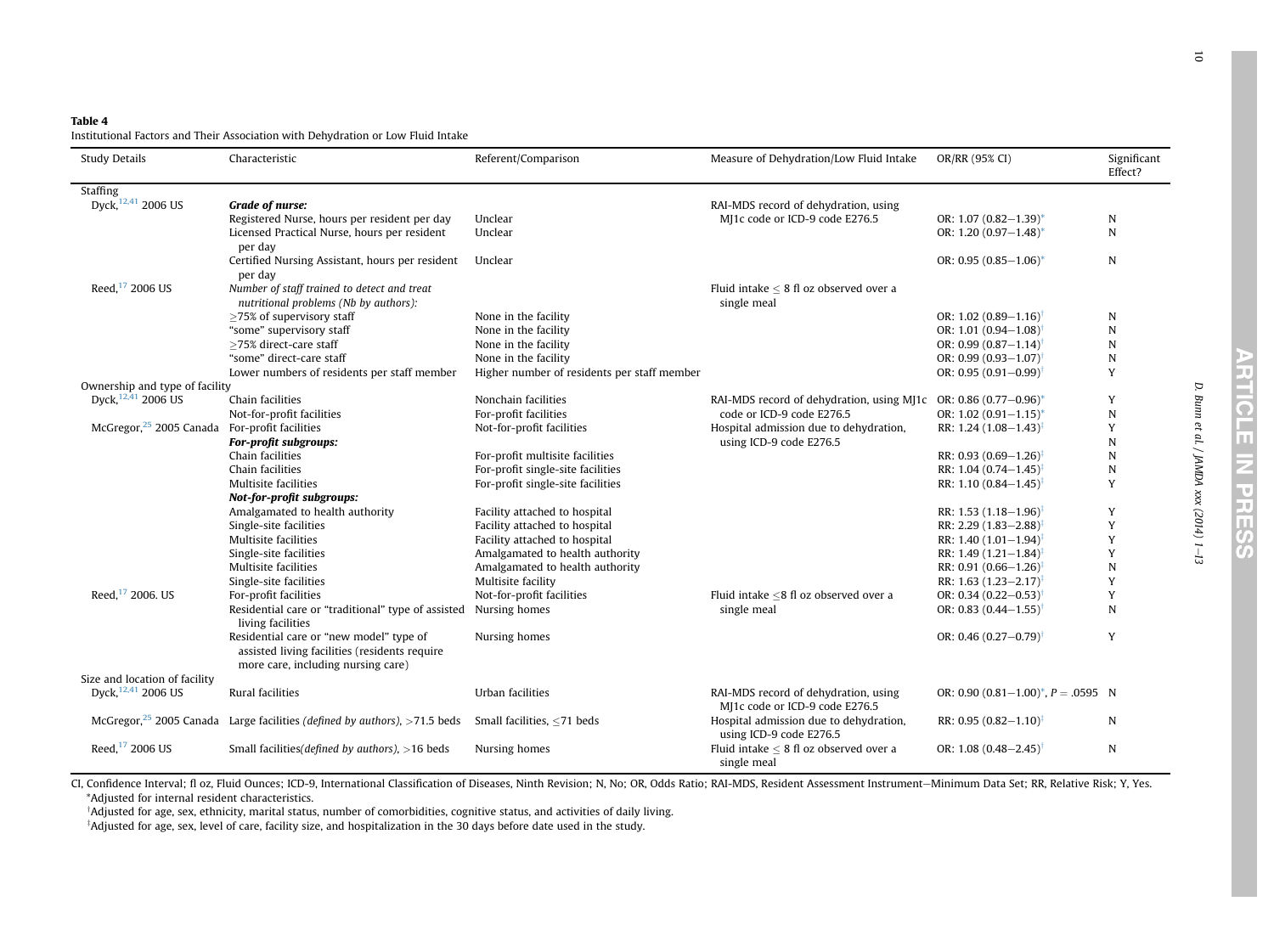**Table 4**
Institutional Factors and Their Association with Dehydration or Low Fluid Intake

| Study Details | Characteristic | Referent/Comparison | Measure of Dehydration/Low Fluid Intake | OR/RR (95% CI) | Significant Effect? |
|---|---|---|---|---|---|
| Staffing | | | | | |
| Dyck,[12,41] 2006 US | ***Grade of nurse:*** | | RAI-MDS record of dehydration, using MJ1c code or ICD-9 code E276.5 | | |
| | Registered Nurse, hours per resident per day | Unclear | | OR: 1.07 (0.82–1.39)* | N |
| | Licensed Practical Nurse, hours per resident per day | Unclear | | OR: 1.20 (0.97–1.48)* | N |
| | Certified Nursing Assistant, hours per resident per day | Unclear | | OR: 0.95 (0.85–1.06)* | N |
| Reed,[17] 2006 US | *Number of staff trained to detect and treat nutritional problems (Nb by authors):* | | Fluid intake ≤ 8 fl oz observed over a single meal | | |
| | ≥75% of supervisory staff | None in the facility | | OR: 1.02 (0.89–1.16)† | N |
| | "some" supervisory staff | None in the facility | | OR: 1.01 (0.94–1.08)† | N |
| | ≥75% direct-care staff | None in the facility | | OR: 0.99 (0.87–1.14)† | N |
| | "some" direct-care staff | None in the facility | | OR: 0.99 (0.93–1.07)† | N |
| | Lower numbers of residents per staff member | Higher number of residents per staff member | | OR: 0.95 (0.91–0.99)† | Y |
| Ownership and type of facility | | | | | |
| Dyck,[12,41] 2006 US | Chain facilities | Nonchain facilities | RAI-MDS record of dehydration, using MJ1c code or ICD-9 code E276.5 | OR: 0.86 (0.77–0.96)* | Y |
| | Not-for-profit facilities | For-profit facilities | | OR: 1.02 (0.91–1.15)* | N |
| McGregor,[25] 2005 Canada | For-profit facilities | Not-for-profit facilities | Hospital admission due to dehydration, using ICD-9 code E276.5 | RR: 1.24 (1.08–1.43)‡ | Y |
| | ***For-profit subgroups:*** | | | | N |
| | Chain facilities | For-profit multisite facilities | | RR: 0.93 (0.69–1.26)‡ | N |
| | Chain facilities | For-profit single-site facilities | | RR: 1.04 (0.74–1.45)‡ | N |
| | Multisite facilities | For-profit single-site facilities | | RR: 1.10 (0.84–1.45)‡ | Y |
| | ***Not-for-profit subgroups:*** | | | | |
| | Amalgamated to health authority | Facility attached to hospital | | RR: 1.53 (1.18–1.96)‡ | Y |
| | Single-site facilities | Facility attached to hospital | | RR: 2.29 (1.83–2.88)‡ | Y |
| | Multisite facilities | Facility attached to hospital | | RR: 1.40 (1.01–1.94)‡ | Y |
| | Single-site facilities | Amalgamated to health authority | | RR: 1.49 (1.21–1.84)‡ | Y |
| | Multisite facilities | Amalgamated to health authority | | RR: 0.91 (0.66–1.26)‡ | N |
| | Single-site facilities | Multisite facility | | RR: 1.63 (1.23–2.17)‡ | Y |
| Reed,[17] 2006. US | For-profit facilities | Not-for-profit facilities | Fluid intake ≤8 fl oz observed over a single meal | OR: 0.34 (0.22–0.53)† | Y |
| | Residential care or "traditional" type of assisted living facilities | Nursing homes | | OR: 0.83 (0.44–1.55)† | N |
| | Residential care or "new model" type of assisted living facilities (residents require more care, including nursing care) | Nursing homes | | OR: 0.46 (0.27–0.79)† | Y |
| Size and location of facility | | | | | |
| Dyck,[12,41] 2006 US | Rural facilities | Urban facilities | RAI-MDS record of dehydration, using MJ1c code or ICD-9 code E276.5 | OR: 0.90 (0.81–1.00)*, $P = .0595$ | N |
| McGregor,[25] 2005 Canada | Large facilities *(defined by authors)*, >71.5 beds | Small facilities, ≤71 beds | Hospital admission due to dehydration, using ICD-9 code E276.5 | RR: 0.95 (0.82–1.10)‡ | N |
| Reed,[17] 2006 US | Small facilities*(defined by authors)*, >16 beds | Nursing homes | Fluid intake ≤ 8 fl oz observed over a single meal | OR: 1.08 (0.48–2.45)† | N |

CI, Confidence Interval; fl oz, Fluid Ounces; ICD-9, International Classification of Diseases, Ninth Revision; N, No; OR, Odds Ratio; RAI-MDS, Resident Assessment Instrument–Minimum Data Set; RR, Relative Risk; Y, Yes.
*Adjusted for internal resident characteristics.
†Adjusted for age, sex, ethnicity, marital status, number of comorbidities, cognitive status, and activities of daily living.
‡Adjusted for age, sex, level of care, facility size, and hospitalization in the 30 days before date used in the study.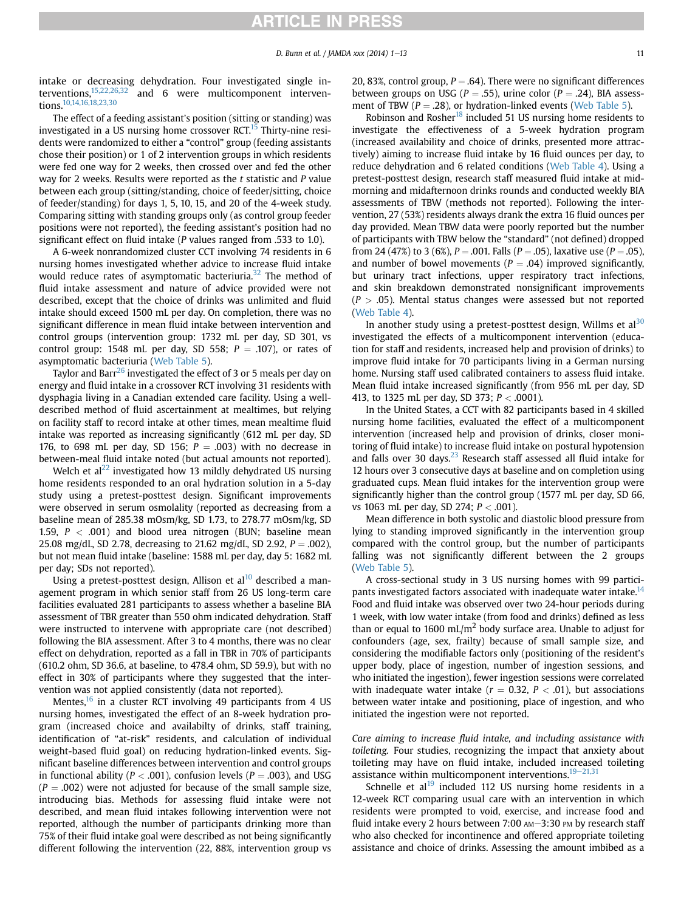intake or decreasing dehydration. Four investigated single interventions,[15,22,26,32] and 6 were multicomponent interventions.[10,14,16,18,23,30]

The effect of a feeding assistant's position (sitting or standing) was investigated in a US nursing home crossover RCT.[15] Thirty-nine residents were randomized to either a "control" group (feeding assistants chose their position) or 1 of 2 intervention groups in which residents were fed one way for 2 weeks, then crossed over and fed the other way for 2 weeks. Results were reported as the *t* statistic and *P* value between each group (sitting/standing, choice of feeder/sitting, choice of feeder/standing) for days 1, 5, 10, 15, and 20 of the 4-week study. Comparing sitting with standing groups only (as control group feeder positions were not reported), the feeding assistant's position had no significant effect on fluid intake (*P* values ranged from .533 to 1.0).

A 6-week nonrandomized cluster CCT involving 74 residents in 6 nursing homes investigated whether advice to increase fluid intake would reduce rates of asymptomatic bacteriuria.[32] The method of fluid intake assessment and nature of advice provided were not described, except that the choice of drinks was unlimited and fluid intake should exceed 1500 mL per day. On completion, there was no significant difference in mean fluid intake between intervention and control groups (intervention group: 1732 mL per day, SD 301, vs control group: 1548 mL per day, SD 558; $P = .107$), or rates of asymptomatic bacteriuria (Web Table 5).

Taylor and Barr[26] investigated the effect of 3 or 5 meals per day on energy and fluid intake in a crossover RCT involving 31 residents with dysphagia living in a Canadian extended care facility. Using a well-described method of fluid ascertainment at mealtimes, but relying on facility staff to record intake at other times, mean mealtime fluid intake was reported as increasing significantly (612 mL per day, SD 176, to 698 mL per day, SD 156; $P = .003$) with no decrease in between-meal fluid intake noted (but actual amounts not reported).

Welch et al[22] investigated how 13 mildly dehydrated US nursing home residents responded to an oral hydration solution in a 5-day study using a pretest-posttest design. Significant improvements were observed in serum osmolality (reported as decreasing from a baseline mean of 285.38 mOsm/kg, SD 1.73, to 278.77 mOsm/kg, SD 1.59, $P < .001$) and blood urea nitrogen (BUN; baseline mean 25.08 mg/dL, SD 2.78, decreasing to 21.62 mg/dL, SD 2.92, $P = .002$), but not mean fluid intake (baseline: 1588 mL per day, day 5: 1682 mL per day; SDs not reported).

Using a pretest-posttest design, Allison et al[10] described a management program in which senior staff from 26 US long-term care facilities evaluated 281 participants to assess whether a baseline BIA assessment of TBR greater than 550 ohm indicated dehydration. Staff were instructed to intervene with appropriate care (not described) following the BIA assessment. After 3 to 4 months, there was no clear effect on dehydration, reported as a fall in TBR in 70% of participants (610.2 ohm, SD 36.6, at baseline, to 478.4 ohm, SD 59.9), but with no effect in 30% of participants where they suggested that the intervention was not applied consistently (data not reported).

Mentes,[16] in a cluster RCT involving 49 participants from 4 US nursing homes, investigated the effect of an 8-week hydration program (increased choice and availabilty of drinks, staff training, identification of "at-risk" residents, and calculation of individual weight-based fluid goal) on reducing hydration-linked events. Significant baseline differences between intervention and control groups in functional ability ($P < .001$), confusion levels ($P = .003$), and USG ($P = .002$) were not adjusted for because of the small sample size, introducing bias. Methods for assessing fluid intake were not described, and mean fluid intakes following intervention were not reported, although the number of participants drinking more than 75% of their fluid intake goal were described as not being significantly different following the intervention (22, 88%, intervention group vs 20, 83%, control group, $P = .64$). There were no significant differences between groups on USG ($P = .55$), urine color ($P = .24$), BIA assessment of TBW ($P = .28$), or hydration-linked events (Web Table 5).

Robinson and Rosher[18] included 51 US nursing home residents to investigate the effectiveness of a 5-week hydration program (increased availability and choice of drinks, presented more attractively) aiming to increase fluid intake by 16 fluid ounces per day, to reduce dehydration and 6 related conditions (Web Table 4). Using a pretest-posttest design, research staff measured fluid intake at midmorning and midafternoon drinks rounds and conducted weekly BIA assessments of TBW (methods not reported). Following the intervention, 27 (53%) residents always drank the extra 16 fluid ounces per day provided. Mean TBW data were poorly reported but the number of participants with TBW below the "standard" (not defined) dropped from 24 (47%) to 3 (6%), $P = .001$. Falls ($P = .05$), laxative use ($P = .05$), and number of bowel movements ($P = .04$) improved significantly, but urinary tract infections, upper respiratory tract infections, and skin breakdown demonstrated nonsignificant improvements ($P > .05$). Mental status changes were assessed but not reported (Web Table 4).

In another study using a pretest-posttest design, Willms et al[30] investigated the effects of a multicomponent intervention (education for staff and residents, increased help and provision of drinks) to improve fluid intake for 70 participants living in a German nursing home. Nursing staff used calibrated containers to assess fluid intake. Mean fluid intake increased significantly (from 956 mL per day, SD 413, to 1325 mL per day, SD 373; $P < .0001$).

In the United States, a CCT with 82 participants based in 4 skilled nursing home facilities, evaluated the effect of a multicomponent intervention (increased help and provision of drinks, closer monitoring of fluid intake) to increase fluid intake on postural hypotension and falls over 30 days.[23] Research staff assessed all fluid intake for 12 hours over 3 consecutive days at baseline and on completion using graduated cups. Mean fluid intakes for the intervention group were significantly higher than the control group (1577 mL per day, SD 66, vs 1063 mL per day, SD 274; $P < .001$).

Mean difference in both systolic and diastolic blood pressure from lying to standing improved significantly in the intervention group compared with the control group, but the number of participants falling was not significantly different between the 2 groups (Web Table 5).

A cross-sectional study in 3 US nursing homes with 99 participants investigated factors associated with inadequate water intake.[14] Food and fluid intake was observed over two 24-hour periods during 1 week, with low water intake (from food and drinks) defined as less than or equal to 1600 mL/m$^2$ body surface area. Unable to adjust for confounders (age, sex, frailty) because of small sample size, and considering the modifiable factors only (positioning of the resident's upper body, place of ingestion, number of ingestion sessions, and who initiated the ingestion), fewer ingestion sessions were correlated with inadequate water intake ($r = 0.32$, $P < .01$), but associations between water intake and positioning, place of ingestion, and who initiated the ingestion were not reported.

*Care aiming to increase fluid intake, and including assistance with toileting.* Four studies, recognizing the impact that anxiety about toileting may have on fluid intake, included increased toileting assistance within multicomponent interventions.[19–21,31]

Schnelle et al[19] included 112 US nursing home residents in a 12-week RCT comparing usual care with an intervention in which residents were prompted to void, exercise, and increase food and fluid intake every 2 hours between 7:00 AM–3:30 PM by research staff who also checked for incontinence and offered appropriate toileting assistance and choice of drinks. Assessing the amount imbibed as a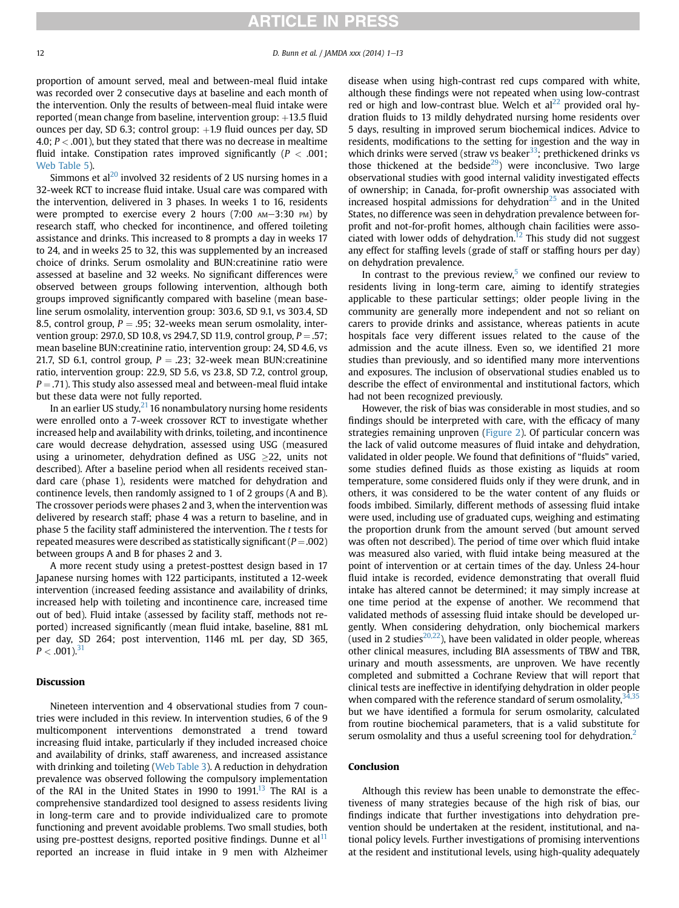proportion of amount served, meal and between-meal fluid intake was recorded over 2 consecutive days at baseline and each month of the intervention. Only the results of between-meal fluid intake were reported (mean change from baseline, intervention group: +13.5 fluid ounces per day, SD 6.3; control group: +1.9 fluid ounces per day, SD 4.0; $P < .001$), but they stated that there was no decrease in mealtime fluid intake. Constipation rates improved significantly ($P < .001$; Web Table 5).

Simmons et al[20] involved 32 residents of 2 US nursing homes in a 32-week RCT to increase fluid intake. Usual care was compared with the intervention, delivered in 3 phases. In weeks 1 to 16, residents were prompted to exercise every 2 hours (7:00 AM–3:30 PM) by research staff, who checked for incontinence, and offered toileting assistance and drinks. This increased to 8 prompts a day in weeks 17 to 24, and in weeks 25 to 32, this was supplemented by an increased choice of drinks. Serum osmolality and BUN:creatinine ratio were assessed at baseline and 32 weeks. No significant differences were observed between groups following intervention, although both groups improved significantly compared with baseline (mean baseline serum osmolality, intervention group: 303.6, SD 9.1, vs 303.4, SD 8.5, control group, $P = .95$; 32-weeks mean serum osmolality, intervention group: 297.0, SD 10.8, vs 294.7, SD 11.9, control group, $P = .57$; mean baseline BUN:creatinine ratio, intervention group: 24, SD 4.6, vs 21.7, SD 6.1, control group, $P = .23$; 32-week mean BUN:creatinine ratio, intervention group: 22.9, SD 5.6, vs 23.8, SD 7.2, control group, $P = .71$). This study also assessed meal and between-meal fluid intake but these data were not fully reported.

In an earlier US study,[21] 16 nonambulatory nursing home residents were enrolled onto a 7-week crossover RCT to investigate whether increased help and availability with drinks, toileting, and incontinence care would decrease dehydration, assessed using USG (measured using a urinometer, dehydration defined as USG $\geq$22, units not described). After a baseline period when all residents received standard care (phase 1), residents were matched for dehydration and continence levels, then randomly assigned to 1 of 2 groups (A and B). The crossover periods were phases 2 and 3, when the intervention was delivered by research staff; phase 4 was a return to baseline, and in phase 5 the facility staff administered the intervention. The *t* tests for repeated measures were described as statistically significant ($P = .002$) between groups A and B for phases 2 and 3.

A more recent study using a pretest-posttest design based in 17 Japanese nursing homes with 122 participants, instituted a 12-week intervention (increased feeding assistance and availability of drinks, increased help with toileting and incontinence care, increased time out of bed). Fluid intake (assessed by facility staff, methods not reported) increased significantly (mean fluid intake, baseline, 881 mL per day, SD 264; post intervention, 1146 mL per day, SD 365, $P < .001$).[31]

## Discussion

Nineteen intervention and 4 observational studies from 7 countries were included in this review. In intervention studies, 6 of the 9 multicomponent interventions demonstrated a trend toward increasing fluid intake, particularly if they included increased choice and availability of drinks, staff awareness, and increased assistance with drinking and toileting (Web Table 3). A reduction in dehydration prevalence was observed following the compulsory implementation of the RAI in the United States in 1990 to 1991.[13] The RAI is a comprehensive standardized tool designed to assess residents living in long-term care and to provide individualized care to promote functioning and prevent avoidable problems. Two small studies, both using pre-posttest designs, reported positive findings. Dunne et al[11] reported an increase in fluid intake in 9 men with Alzheimer disease when using high-contrast red cups compared with white, although these findings were not repeated when using low-contrast red or high and low-contrast blue. Welch et al[22] provided oral hydration fluids to 13 mildly dehydrated nursing home residents over 5 days, resulting in improved serum biochemical indices. Advice to residents, modifications to the setting for ingestion and the way in which drinks were served (straw vs beaker[33]; prethickened drinks vs those thickened at the bedside[29]) were inconclusive. Two large observational studies with good internal validity investigated effects of ownership; in Canada, for-profit ownership was associated with increased hospital admissions for dehydration[25] and in the United States, no difference was seen in dehydration prevalence between for-profit and not-for-profit homes, although chain facilities were associated with lower odds of dehydration.[12] This study did not suggest any effect for staffing levels (grade of staff or staffing hours per day) on dehydration prevalence.

In contrast to the previous review,[5] we confined our review to residents living in long-term care, aiming to identify strategies applicable to these particular settings; older people living in the community are generally more independent and not so reliant on carers to provide drinks and assistance, whereas patients in acute hospitals face very different issues related to the cause of the admission and the acute illness. Even so, we identified 21 more studies than previously, and so identified many more interventions and exposures. The inclusion of observational studies enabled us to describe the effect of environmental and institutional factors, which had not been recognized previously.

However, the risk of bias was considerable in most studies, and so findings should be interpreted with care, with the efficacy of many strategies remaining unproven (Figure 2). Of particular concern was the lack of valid outcome measures of fluid intake and dehydration, validated in older people. We found that definitions of "fluids" varied, some studies defined fluids as those existing as liquids at room temperature, some considered fluids only if they were drunk, and in others, it was considered to be the water content of any fluids or foods imbibed. Similarly, different methods of assessing fluid intake were used, including use of graduated cups, weighing and estimating the proportion drunk from the amount served (but amount served was often not described). The period of time over which fluid intake was measured also varied, with fluid intake being measured at the point of intervention or at certain times of the day. Unless 24-hour fluid intake is recorded, evidence demonstrating that overall fluid intake has altered cannot be determined; it may simply increase at one time period at the expense of another. We recommend that validated methods of assessing fluid intake should be developed urgently. When considering dehydration, only biochemical markers (used in 2 studies[20,22]), have been validated in older people, whereas other clinical measures, including BIA assessments of TBW and TBR, urinary and mouth assessments, are unproven. We have recently completed and submitted a Cochrane Review that will report that clinical tests are ineffective in identifying dehydration in older people when compared with the reference standard of serum osmolality,[34,35] but we have identified a formula for serum osmolarity, calculated from routine biochemical parameters, that is a valid substitute for serum osmolality and thus a useful screening tool for dehydration.[2]

## Conclusion

Although this review has been unable to demonstrate the effectiveness of many strategies because of the high risk of bias, our findings indicate that further investigations into dehydration prevention should be undertaken at the resident, institutional, and national policy levels. Further investigations of promising interventions at the resident and institutional levels, using high-quality adequately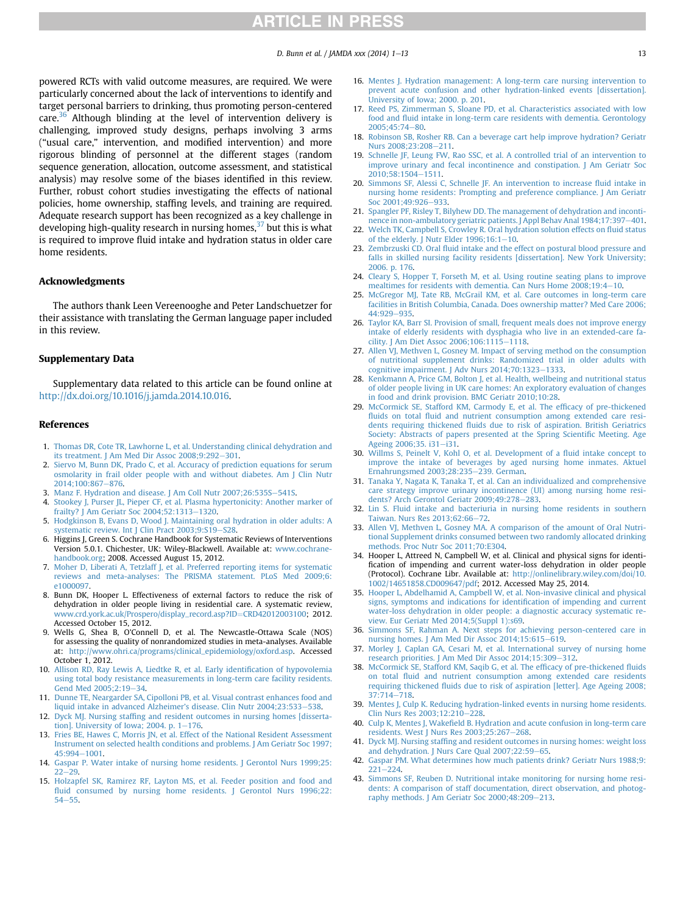powered RCTs with valid outcome measures, are required. We were particularly concerned about the lack of interventions to identify and target personal barriers to drinking, thus promoting person-centered care.[36] Although blinding at the level of intervention delivery is challenging, improved study designs, perhaps involving 3 arms ("usual care," intervention, and modified intervention) and more rigorous blinding of personnel at the different stages (random sequence generation, allocation, outcome assessment, and statistical analysis) may resolve some of the biases identified in this review. Further, robust cohort studies investigating the effects of national policies, home ownership, staffing levels, and training are required. Adequate research support has been recognized as a key challenge in developing high-quality research in nursing homes,[37] but this is what is required to improve fluid intake and hydration status in older care home residents.

## Acknowledgments

The authors thank Leen Vereenooghe and Peter Landschuetzer for their assistance with translating the German language paper included in this review.

## Supplementary Data

Supplementary data related to this article can be found online at http://dx.doi.org/10.1016/j.jamda.2014.10.016.

## References

1. Thomas DR, Cote TR, Lawhorne L, et al. Understanding clinical dehydration and its treatment. J Am Med Dir Assoc 2008;9:292–301.
2. Siervo M, Bunn DK, Prado C, et al. Accuracy of prediction equations for serum osmolarity in frail older people with and without diabetes. Am J Clin Nutr 2014;100:867–876.
3. Manz F. Hydration and disease. J Am Coll Nutr 2007;26:535S–541S.
4. Stookey JL, Purser JL, Pieper CF, et al. Plasma hypertonicity: Another marker of frailty? J Am Geriatr Soc 2004;52:1313–1320.
5. Hodgkinson B, Evans D, Wood J. Maintaining oral hydration in older adults: A systematic review. Int J Clin Pract 2003;9:S19–S28.
6. Higgins J, Green S. Cochrane Handbook for Systematic Reviews of Interventions Version 5.0.1. Chichester, UK: Wiley-Blackwell. Available at: www.cochrane-handbook.org; 2008. Accessed August 15, 2012.
7. Moher D, Liberati A, Tetzlaff J, et al. Preferred reporting items for systematic reviews and meta-analyses: The PRISMA statement. PLoS Med 2009;6:e1000097.
8. Bunn DK, Hooper L. Effectiveness of external factors to reduce the risk of dehydration in older people living in residential care. A systematic review, www.crd.york.ac.uk/Prospero/display_record.asp?ID=CRD42012003100; 2012. Accessed October 15, 2012.
9. Wells G, Shea B, O'Connell D, et al. The Newcastle-Ottawa Scale (NOS) for assessing the quality of nonrandomized studies in meta-analyses. Available at: http://www.ohri.ca/programs/clinical_epidemiology/oxford.asp. Accessed October 1, 2012.
10. Allison RD, Ray Lewis A, Liedtke R, et al. Early identification of hypovolemia using total body resistance measurements in long-term care facility residents. Gend Med 2005;2:19–34.
11. Dunne TE, Neargarder SA, Cipolloni PB, et al. Visual contrast enhances food and liquid intake in advanced Alzheimer's disease. Clin Nutr 2004;23:533–538.
12. Dyck MJ. Nursing staffing and resident outcomes in nursing homes [dissertation]. University of Iowa; 2004. p. 1–176.
13. Fries BE, Hawes C, Morris JN, et al. Effect of the National Resident Assessment Instrument on selected health conditions and problems. J Am Geriatr Soc 1997;45:994–1001.
14. Gaspar P. Water intake of nursing home residents. J Gerontol Nurs 1999;25:22–29.
15. Holzapfel SK, Ramirez RF, Layton MS, et al. Feeder position and food and fluid consumed by nursing home residents. J Gerontol Nurs 1996;22:54–55.
16. Mentes J. Hydration management: A long-term care nursing intervention to prevent acute confusion and other hydration-linked events [dissertation]. University of Iowa; 2000. p. 201.
17. Reed PS, Zimmerman S, Sloane PD, et al. Characteristics associated with low food and fluid intake in long-term care residents with dementia. Gerontology 2005;45:74–80.
18. Robinson SB, Rosher RB. Can a beverage cart help improve hydration? Geriatr Nurs 2008;23:208–211.
19. Schnelle JF, Leung FW, Rao SSC, et al. A controlled trial of an intervention to improve urinary and fecal incontinence and constipation. J Am Geriatr Soc 2010;58:1504–1511.
20. Simmons SF, Alessi C, Schnelle JF. An intervention to increase fluid intake in nursing home residents: Prompting and preference compliance. J Am Geriatr Soc 2001;49:926–933.
21. Spangler PF, Risley T, Bilyhew DD. The management of dehydration and incontinence in non-ambulatory geriatric patients. J Appl Behav Anal 1984;17:397–401.
22. Welch TK, Campbell S, Crowley R. Oral hydration solution effects on fluid status of the elderly. J Nutr Elder 1996;16:1–10.
23. Zembrzuski CD. Oral fluid intake and the effect on postural blood pressure and falls in skilled nursing facility residents [dissertation]. New York University; 2006. p. 176.
24. Cleary S, Hopper T, Forseth M, et al. Using routine seating plans to improve mealtimes for residents with dementia. Can Nurs Home 2008;19:4–10.
25. McGregor MJ, Tate RB, McGrail KM, et al. Care outcomes in long-term care facilities in British Columbia, Canada. Does ownership matter? Med Care 2006;44:929–935.
26. Taylor KA, Barr SI. Provision of small, frequent meals does not improve energy intake of elderly residents with dysphagia who live in an extended-care facility. J Am Diet Assoc 2006;106:1115–1118.
27. Allen VJ, Methven L, Gosney M. Impact of serving method on the consumption of nutritional supplement drinks: Randomized trial in older adults with cognitive impairment. J Adv Nurs 2014;70:1323–1333.
28. Kenkmann A, Price GM, Bolton J, et al. Health, wellbeing and nutritional status of older people living in UK care homes: An exploratory evaluation of changes in food and drink provision. BMC Geriatr 2010;10:28.
29. McCormick SE, Stafford KM, Carmody E, et al. The efficacy of pre-thickened fluids on total fluid and nutrient consumption among extended care residents requiring thickened fluids due to risk of aspiration. British Geriatrics Society: Abstracts of papers presented at the Spring Scientific Meeting. Age Ageing 2006;35. i31–i31.
30. Willms S, Peinelt V, Kohl O, et al. Development of a fluid intake concept to improve the intake of beverages by aged nursing home inmates. Aktuel Ernahrungsmed 2003;28:235–239. German.
31. Tanaka Y, Nagata K, Tanaka T, et al. Can an individualized and comprehensive care strategy improve urinary incontinence (UI) among nursing home residents? Arch Gerontol Geriatr 2009;49:278–283.
32. Lin S. Fluid intake and bacteriuria in nursing home residents in southern Taiwan. Nurs Res 2013;62:66–72.
33. Allen VJ, Methven L, Gosney MA. A comparison of the amount of Oral Nutritional Supplement drinks consumed between two randomly allocated drinking methods. Proc Nutr Soc 2011;70:E304.
34. Hooper L, Attreed N, Campbell W, et al. Clinical and physical signs for identification of impending and current water-loss dehydration in older people (Protocol). Cochrane Libr. Available at: http://onlinelibrary.wiley.com/doi/10.1002/14651858.CD009647/pdf; 2012. Accessed May 25, 2014.
35. Hooper L, Abdelhamid A, Campbell W, et al. Non-invasive clinical and physical signs, symptoms and indications for identification of impending and current water-loss dehydration in older people: a diagnostic accuracy systematic review. Eur Geriatr Med 2014;5(Suppl 1):s69.
36. Simmons SF, Rahman A. Next steps for achieving person-centered care in nursing homes. J Am Med Dir Assoc 2014;15:615–619.
37. Morley J, Caplan GA, Cesari M, et al. International survey of nursing home research priorities. J Am Med Dir Assoc 2014;15:309–312.
38. McCormick SE, Stafford KM, Saqib G, et al. The efficacy of pre-thickened fluids on total fluid and nutrient consumption among extended care residents requiring thickened fluids due to risk of aspiration [letter]. Age Ageing 2008;37:714–718.
39. Mentes J, Culp K. Reducing hydration-linked events in nursing home residents. Clin Nurs Res 2003;12:210–228.
40. Culp K, Mentes J, Wakefield B. Hydration and acute confusion in long-term care residents. West J Nurs Res 2003;25:267–268.
41. Dyck MJ. Nursing staffing and resident outcomes in nursing homes: weight loss and dehydration. J Nurs Care Qual 2007;22:59–65.
42. Gaspar PM. What determines how much patients drink? Geriatr Nurs 1988;9:221–224.
43. Simmons SF, Reuben D. Nutritional intake monitoring for nursing home residents: A comparison of staff documentation, direct observation, and photography methods. J Am Geriatr Soc 2000;48:209–213.